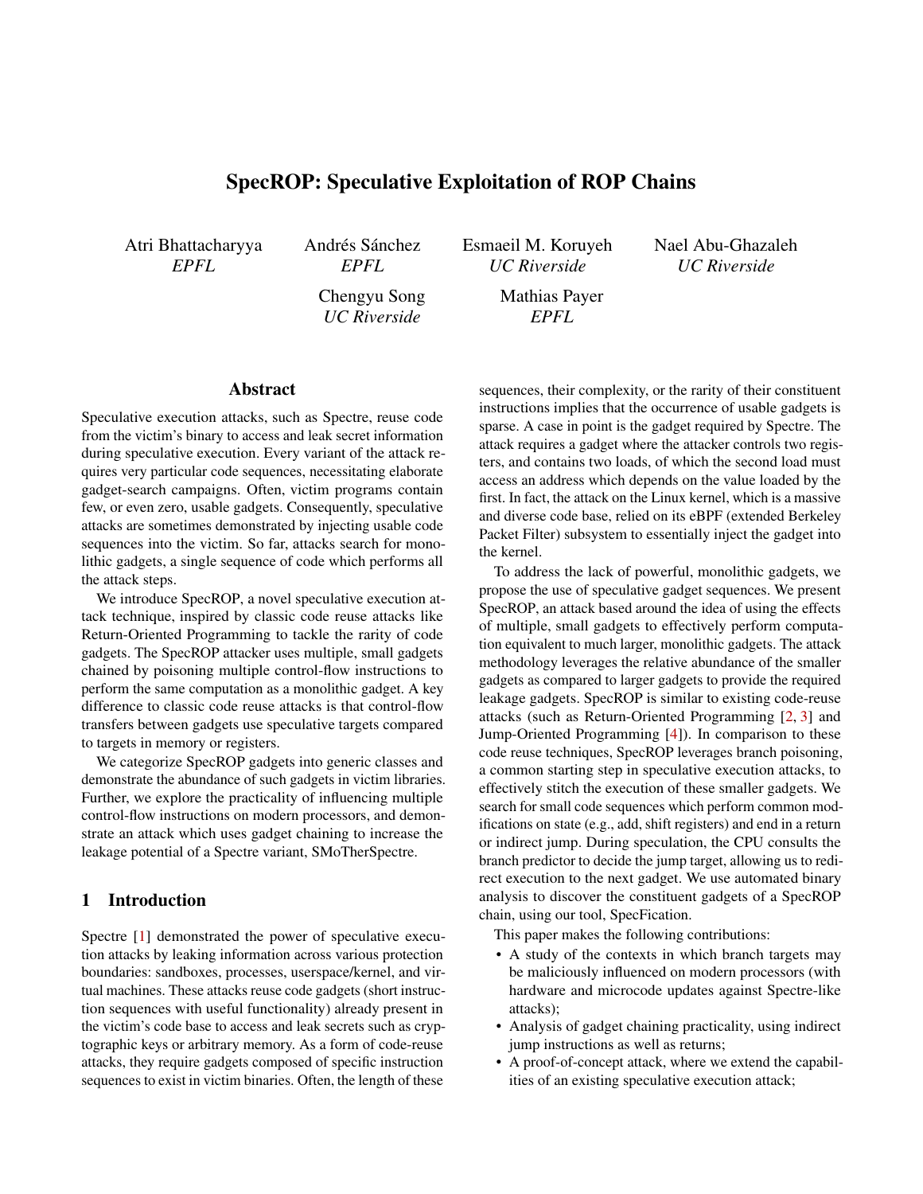# SpecROP: Speculative Exploitation of ROP Chains

Atri Bhattacharyya *EPFL*

Andrés Sánchez *EPFL*

Esmaeil M. Koruyeh *UC Riverside*

Nael Abu-Ghazaleh *UC Riverside*

Chengyu Song *UC Riverside*

Mathias Payer *EPFL*

## Abstract

Speculative execution attacks, such as Spectre, reuse code from the victim's binary to access and leak secret information during speculative execution. Every variant of the attack requires very particular code sequences, necessitating elaborate gadget-search campaigns. Often, victim programs contain few, or even zero, usable gadgets. Consequently, speculative attacks are sometimes demonstrated by injecting usable code sequences into the victim. So far, attacks search for monolithic gadgets, a single sequence of code which performs all the attack steps.

We introduce SpecROP, a novel speculative execution attack technique, inspired by classic code reuse attacks like Return-Oriented Programming to tackle the rarity of code gadgets. The SpecROP attacker uses multiple, small gadgets chained by poisoning multiple control-flow instructions to perform the same computation as a monolithic gadget. A key difference to classic code reuse attacks is that control-flow transfers between gadgets use speculative targets compared to targets in memory or registers.

We categorize SpecROP gadgets into generic classes and demonstrate the abundance of such gadgets in victim libraries. Further, we explore the practicality of influencing multiple control-flow instructions on modern processors, and demonstrate an attack which uses gadget chaining to increase the leakage potential of a Spectre variant, SMoTherSpectre.

## 1 Introduction

Spectre [1] demonstrated the power of speculative execution attacks by leaking information across various protection boundaries: sandboxes, processes, userspace/kernel, and virtual machines. These attacks reuse code gadgets (short instruction sequences with useful functionality) already present in the victim's code base to access and leak secrets such as cryptographic keys or arbitrary memory. As a form of code-reuse attacks, they require gadgets composed of specific instruction sequences to exist in victim binaries. Often, the length of these sequences, their complexity, or the rarity of their constituent instructions implies that the occurrence of usable gadgets is sparse. A case in point is the gadget required by Spectre. The attack requires a gadget where the attacker controls two registers, and contains two loads, of which the second load must access an address which depends on the value loaded by the first. In fact, the attack on the Linux kernel, which is a massive and diverse code base, relied on its eBPF (extended Berkeley Packet Filter) subsystem to essentially inject the gadget into the kernel.

To address the lack of powerful, monolithic gadgets, we propose the use of speculative gadget sequences. We present SpecROP, an attack based around the idea of using the effects of multiple, small gadgets to effectively perform computation equivalent to much larger, monolithic gadgets. The attack methodology leverages the relative abundance of the smaller gadgets as compared to larger gadgets to provide the required leakage gadgets. SpecROP is similar to existing code-reuse attacks (such as Return-Oriented Programming [2, 3] and Jump-Oriented Programming [4]). In comparison to these code reuse techniques, SpecROP leverages branch poisoning, a common starting step in speculative execution attacks, to effectively stitch the execution of these smaller gadgets. We search for small code sequences which perform common modifications on state (e.g., add, shift registers) and end in a return or indirect jump. During speculation, the CPU consults the branch predictor to decide the jump target, allowing us to redirect execution to the next gadget. We use automated binary analysis to discover the constituent gadgets of a SpecROP chain, using our tool, SpecFication.

This paper makes the following contributions:

- A study of the contexts in which branch targets may be maliciously influenced on modern processors (with hardware and microcode updates against Spectre-like attacks);
- Analysis of gadget chaining practicality, using indirect jump instructions as well as returns;
- A proof-of-concept attack, where we extend the capabilities of an existing speculative execution attack;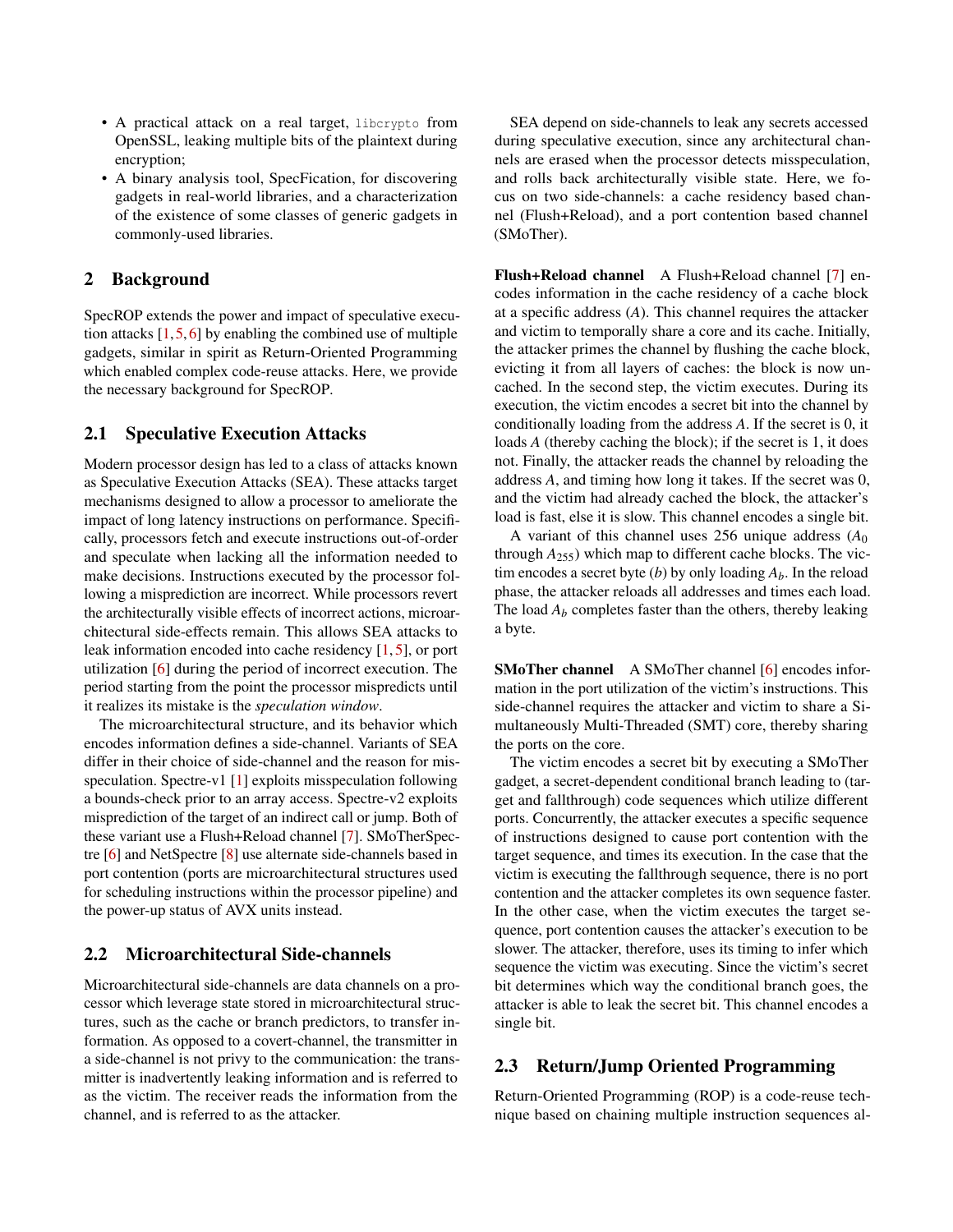- A practical attack on a real target, `libcrypto` from OpenSSL, leaking multiple bits of the plaintext during encryption;
- A binary analysis tool, SpecFication, for discovering gadgets in real-world libraries, and a characterization of the existence of some classes of generic gadgets in commonly-used libraries.

## 2 Background

SpecROP extends the power and impact of speculative execution attacks [1, 5, 6] by enabling the combined use of multiple gadgets, similar in spirit as Return-Oriented Programming which enabled complex code-reuse attacks. Here, we provide the necessary background for SpecROP.

### 2.1 Speculative Execution Attacks

Modern processor design has led to a class of attacks known as Speculative Execution Attacks (SEA). These attacks target mechanisms designed to allow a processor to ameliorate the impact of long latency instructions on performance. Specifically, processors fetch and execute instructions out-of-order and speculate when lacking all the information needed to make decisions. Instructions executed by the processor following a misprediction are incorrect. While processors revert the architecturally visible effects of incorrect actions, microarchitectural side-effects remain. This allows SEA attacks to leak information encoded into cache residency [1, 5], or port utilization [6] during the period of incorrect execution. The period starting from the point the processor mispredicts until it realizes its mistake is the *speculation window*.

The microarchitectural structure, and its behavior which encodes information defines a side-channel. Variants of SEA differ in their choice of side-channel and the reason for misspeculation. Spectre-v1 [1] exploits misspeculation following a bounds-check prior to an array access. Spectre-v2 exploits misprediction of the target of an indirect call or jump. Both of these variant use a Flush+Reload channel [7]. SMoTherSpectre [6] and NetSpectre [8] use alternate side-channels based in port contention (ports are microarchitectural structures used for scheduling instructions within the processor pipeline) and the power-up status of AVX units instead.

### 2.2 Microarchitectural Side-channels

Microarchitectural side-channels are data channels on a processor which leverage state stored in microarchitectural structures, such as the cache or branch predictors, to transfer information. As opposed to a covert-channel, the transmitter in a side-channel is not privy to the communication: the transmitter is inadvertently leaking information and is referred to as the victim. The receiver reads the information from the channel, and is referred to as the attacker.

SEA depend on side-channels to leak any secrets accessed during speculative execution, since any architectural channels are erased when the processor detects misspeculation, and rolls back architecturally visible state. Here, we focus on two side-channels: a cache residency based channel (Flush+Reload), and a port contention based channel (SMoTher).

**Flush+Reload channel** A Flush+Reload channel [7] encodes information in the cache residency of a cache block at a specific address ($A$). This channel requires the attacker and victim to temporally share a core and its cache. Initially, the attacker primes the channel by flushing the cache block, evicting it from all layers of caches: the block is now uncached. In the second step, the victim executes. During its execution, the victim encodes a secret bit into the channel by conditionally loading from the address $A$. If the secret is 0, it loads $A$ (thereby caching the block); if the secret is 1, it does not. Finally, the attacker reads the channel by reloading the address $A$, and timing how long it takes. If the secret was 0, and the victim had already cached the block, the attacker's load is fast, else it is slow. This channel encodes a single bit.

A variant of this channel uses 256 unique address ($A_0$ through $A_{255}$) which map to different cache blocks. The victim encodes a secret byte ($b$) by only loading $A_b$. In the reload phase, the attacker reloads all addresses and times each load. The load $A_b$ completes faster than the others, thereby leaking a byte.

**SMoTher channel** A SMoTher channel [6] encodes information in the port utilization of the victim's instructions. This side-channel requires the attacker and victim to share a Simultaneously Multi-Threaded (SMT) core, thereby sharing the ports on the core.

The victim encodes a secret bit by executing a SMoTher gadget, a secret-dependent conditional branch leading to (target and fallthrough) code sequences which utilize different ports. Concurrently, the attacker executes a specific sequence of instructions designed to cause port contention with the target sequence, and times its execution. In the case that the victim is executing the fallthrough sequence, there is no port contention and the attacker completes its own sequence faster. In the other case, when the victim executes the target sequence, port contention causes the attacker's execution to be slower. The attacker, therefore, uses its timing to infer which sequence the victim was executing. Since the victim's secret bit determines which way the conditional branch goes, the attacker is able to leak the secret bit. This channel encodes a single bit.

### 2.3 Return/Jump Oriented Programming

Return-Oriented Programming (ROP) is a code-reuse technique based on chaining multiple instruction sequences al-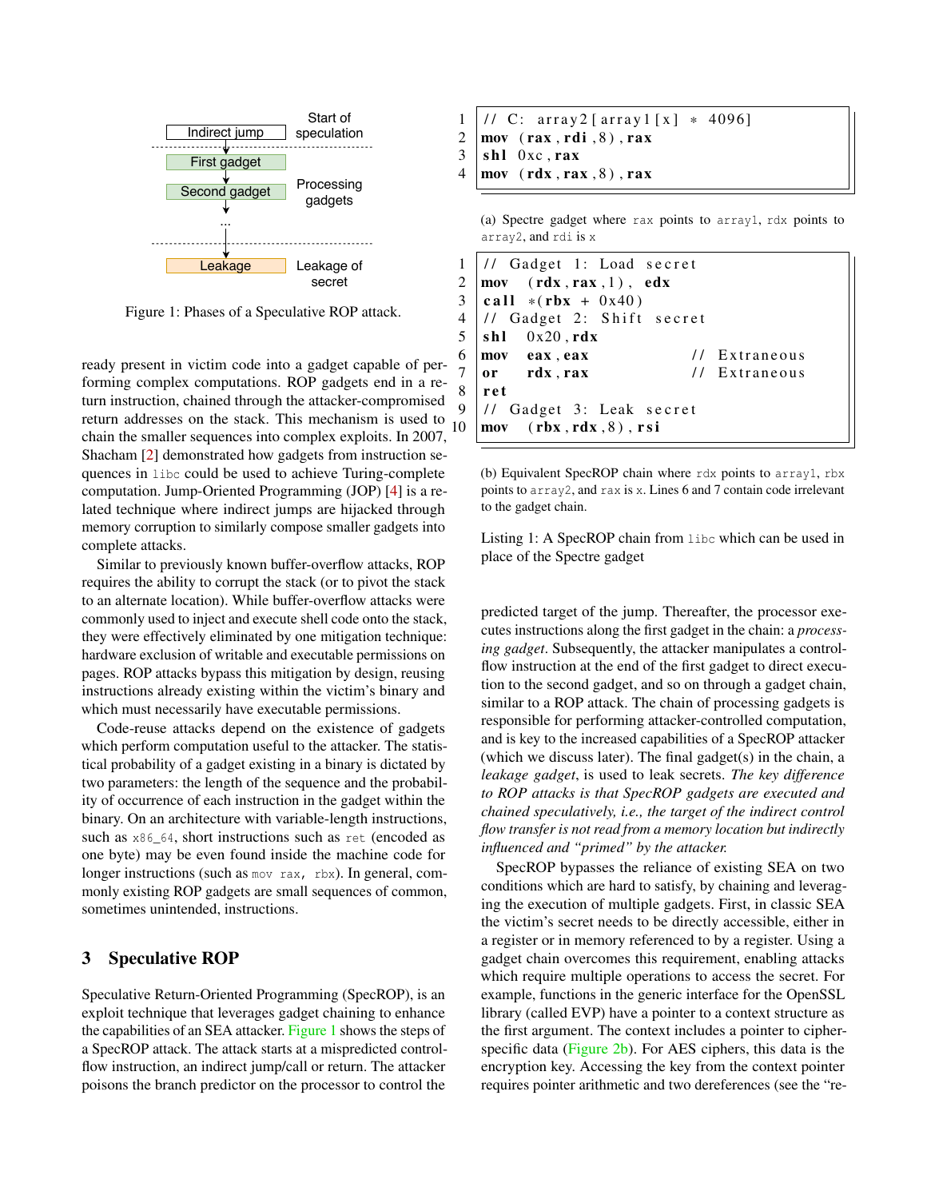Indirect jump — Start of speculation

First gadget
Second gadget — Processing gadgets
...

Leakage — Leakage of secret

Figure 1: Phases of a Speculative ROP attack.

ready present in victim code into a gadget capable of performing complex computations. ROP gadgets end in a return instruction, chained through the attacker-compromised return addresses on the stack. This mechanism is used to chain the smaller sequences into complex exploits. In 2007, Shacham [2] demonstrated how gadgets from instruction sequences in `libc` could be used to achieve Turing-complete computation. Jump-Oriented Programming (JOP) [4] is a related technique where indirect jumps are hijacked through memory corruption to similarly compose smaller gadgets into complete attacks.

Similar to previously known buffer-overflow attacks, ROP requires the ability to corrupt the stack (or to pivot the stack to an alternate location). While buffer-overflow attacks were commonly used to inject and execute shell code onto the stack, they were effectively eliminated by one mitigation technique: hardware exclusion of writable and executable permissions on pages. ROP attacks bypass this mitigation by design, reusing instructions already existing within the victim's binary and which must necessarily have executable permissions.

Code-reuse attacks depend on the existence of gadgets which perform computation useful to the attacker. The statistical probability of a gadget existing in a binary is dictated by two parameters: the length of the sequence and the probability of occurrence of each instruction in the gadget within the binary. On an architecture with variable-length instructions, such as `x86_64`, short instructions such as `ret` (encoded as one byte) may be even found inside the machine code for longer instructions (such as `mov rax, rbx`). In general, commonly existing ROP gadgets are small sequences of common, sometimes unintended, instructions.

## 3 Speculative ROP

Speculative Return-Oriented Programming (SpecROP), is an exploit technique that leverages gadget chaining to enhance the capabilities of an SEA attacker. Figure 1 shows the steps of a SpecROP attack. The attack starts at a mispredicted control-flow instruction, an indirect jump/call or return. The attacker poisons the branch predictor on the processor to control the predicted target of the jump. Thereafter, the processor executes instructions along the first gadget in the chain: a *processing gadget*. Subsequently, the attacker manipulates a control-flow instruction at the end of the first gadget to direct execution to the second gadget, and so on through a gadget chain, similar to a ROP attack. The chain of processing gadgets is responsible for performing attacker-controlled computation, and is key to the increased capabilities of a SpecROP attacker (which we discuss later). The final gadget(s) in the chain, a *leakage gadget*, is used to leak secrets. *The key difference to ROP attacks is that SpecROP gadgets are executed and chained speculatively, i.e., the target of the indirect control flow transfer is not read from a memory location but indirectly influenced and "primed" by the attacker.*

```
1  // C: array2[array1[x] * 4096]
2  mov (rax,rdi,8),rax
3  shl 0xc,rax
4  mov (rdx,rax,8),rax
```

(a) Spectre gadget where `rax` points to `array1`, `rdx` points to `array2`, and `rdi` is `x`

```
1  // Gadget 1: Load secret
2  mov   (rdx,rax,1), edx
3  call *(rbx + 0x40)
4  // Gadget 2: Shift secret
5  shl   0x20,rdx
6  mov   eax,eax              // Extraneous
7  or    rdx,rax              // Extraneous
8  ret
9  // Gadget 3: Leak secret
10 mov   (rbx,rdx,8),rsi
```

(b) Equivalent SpecROP chain where `rdx` points to `array1`, `rbx` points to `array2`, and `rax` is `x`. Lines 6 and 7 contain code irrelevant to the gadget chain.

Listing 1: A SpecROP chain from `libc` which can be used in place of the Spectre gadget

SpecROP bypasses the reliance of existing SEA on two conditions which are hard to satisfy, by chaining and leveraging the execution of multiple gadgets. First, in classic SEA the victim's secret needs to be directly accessible, either in a register or in memory referenced to by a register. Using a gadget chain overcomes this requirement, enabling attacks which require multiple operations to access the secret. For example, functions in the generic interface for the OpenSSL library (called EVP) have a pointer to a context structure as the first argument. The context includes a pointer to cipher-specific data (Figure 2b). For AES ciphers, this data is the encryption key. Accessing the key from the context pointer requires pointer arithmetic and two dereferences (see the "re-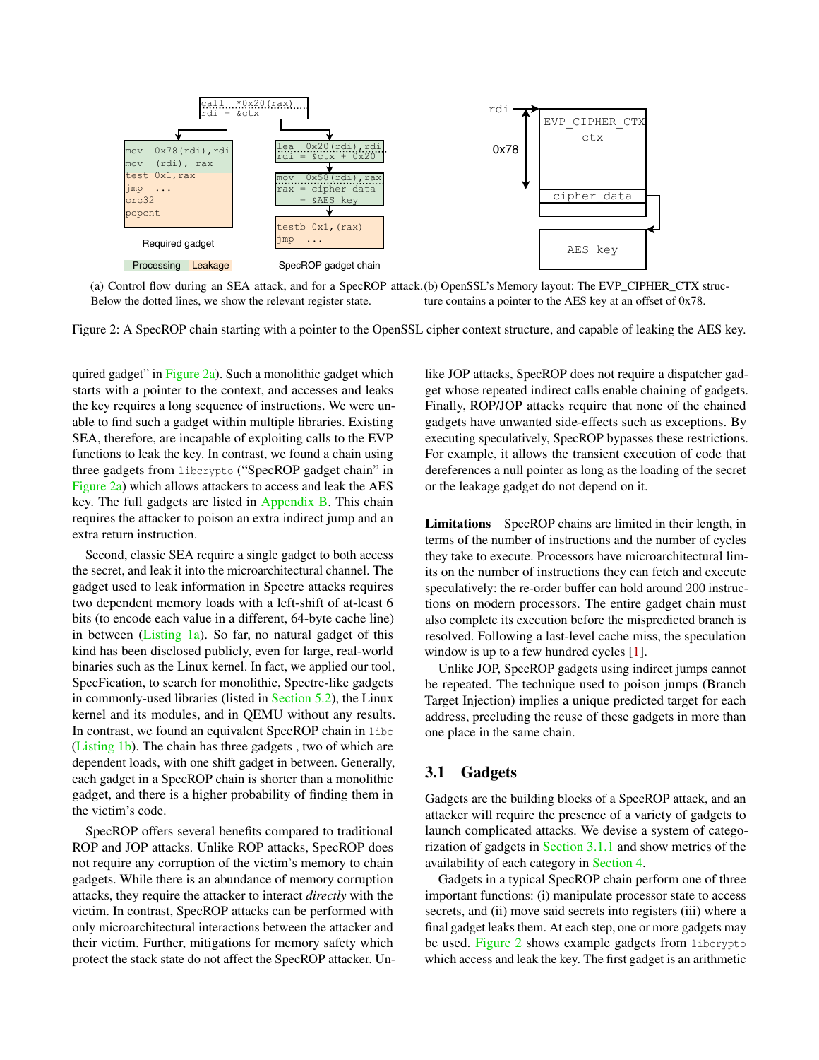(a) Control flow during an SEA attack, and for a SpecROP attack. Below the dotted lines, we show the relevant register state.

(b) OpenSSL's Memory layout: The EVP_CIPHER_CTX structure contains a pointer to the AES key at an offset of 0x78.

Figure 2: A SpecROP chain starting with a pointer to the OpenSSL cipher context structure, and capable of leaking the AES key.

quired gadget" in Figure 2a). Such a monolithic gadget which starts with a pointer to the context, and accesses and leaks the key requires a long sequence of instructions. We were unable to find such a gadget within multiple libraries. Existing SEA, therefore, are incapable of exploiting calls to the EVP functions to leak the key. In contrast, we found a chain using three gadgets from `libcrypto` ("SpecROP gadget chain" in Figure 2a) which allows attackers to access and leak the AES key. The full gadgets are listed in Appendix B. This chain requires the attacker to poison an extra indirect jump and an extra return instruction.

Second, classic SEA require a single gadget to both access the secret, and leak it into the microarchitectural channel. The gadget used to leak information in Spectre attacks requires two dependent memory loads with a left-shift of at-least 6 bits (to encode each value in a different, 64-byte cache line) in between (Listing 1a). So far, no natural gadget of this kind has been disclosed publicly, even for large, real-world binaries such as the Linux kernel. In fact, we applied our tool, SpecFication, to search for monolithic, Spectre-like gadgets in commonly-used libraries (listed in Section 5.2), the Linux kernel and its modules, and in QEMU without any results. In contrast, we found an equivalent SpecROP chain in `libc` (Listing 1b). The chain has three gadgets , two of which are dependent loads, with one shift gadget in between. Generally, each gadget in a SpecROP chain is shorter than a monolithic gadget, and there is a higher probability of finding them in the victim's code.

SpecROP offers several benefits compared to traditional ROP and JOP attacks. Unlike ROP attacks, SpecROP does not require any corruption of the victim's memory to chain gadgets. While there is an abundance of memory corruption attacks, they require the attacker to interact *directly* with the victim. In contrast, SpecROP attacks can be performed with only microarchitectural interactions between the attacker and their victim. Further, mitigations for memory safety which protect the stack state do not affect the SpecROP attacker. Unlike JOP attacks, SpecROP does not require a dispatcher gadget whose repeated indirect calls enable chaining of gadgets. Finally, ROP/JOP attacks require that none of the chained gadgets have unwanted side-effects such as exceptions. By executing speculatively, SpecROP bypasses these restrictions. For example, it allows the transient execution of code that dereferences a null pointer as long as the loading of the secret or the leakage gadget do not depend on it.

**Limitations** SpecROP chains are limited in their length, in terms of the number of instructions and the number of cycles they take to execute. Processors have microarchitectural limits on the number of instructions they can fetch and execute speculatively: the re-order buffer can hold around 200 instructions on modern processors. The entire gadget chain must also complete its execution before the mispredicted branch is resolved. Following a last-level cache miss, the speculation window is up to a few hundred cycles [1].

Unlike JOP, SpecROP gadgets using indirect jumps cannot be repeated. The technique used to poison jumps (Branch Target Injection) implies a unique predicted target for each address, precluding the reuse of these gadgets in more than one place in the same chain.

## 3.1 Gadgets

Gadgets are the building blocks of a SpecROP attack, and an attacker will require the presence of a variety of gadgets to launch complicated attacks. We devise a system of categorization of gadgets in Section 3.1.1 and show metrics of the availability of each category in Section 4.

Gadgets in a typical SpecROP chain perform one of three important functions: (i) manipulate processor state to access secrets, and (ii) move said secrets into registers (iii) where a final gadget leaks them. At each step, one or more gadgets may be used. Figure 2 shows example gadgets from `libcrypto` which access and leak the key. The first gadget is an arithmetic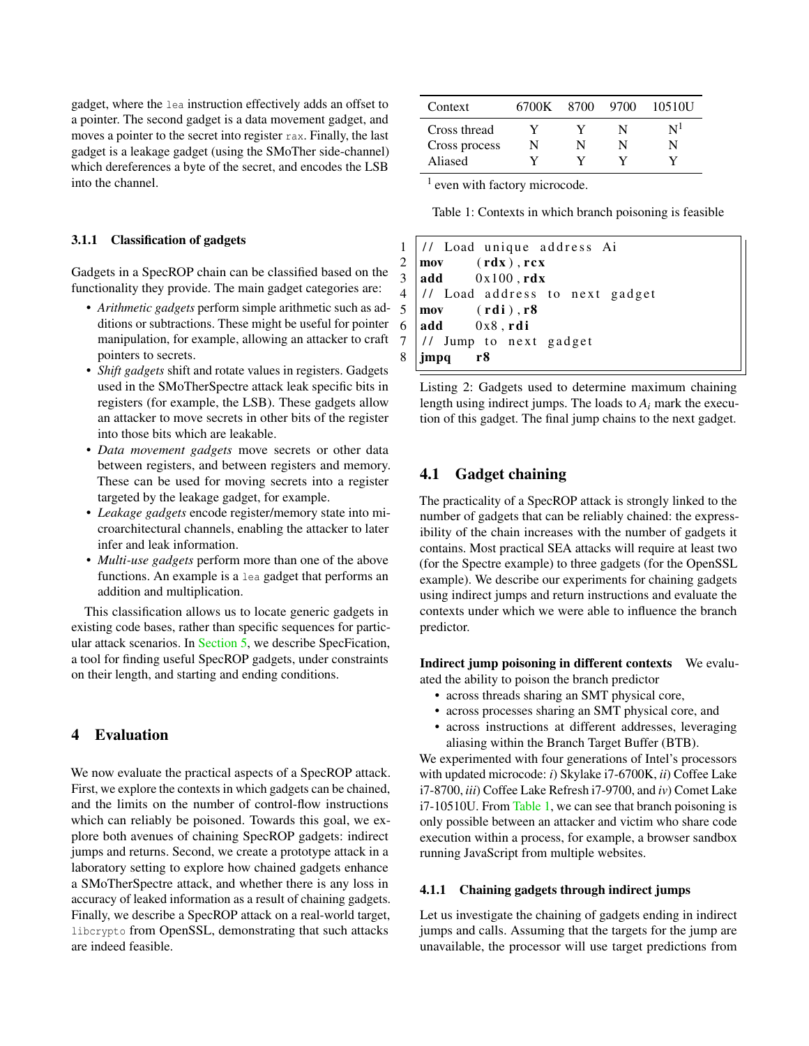gadget, where the `lea` instruction effectively adds an offset to a pointer. The second gadget is a data movement gadget, and moves a pointer to the secret into register `rax`. Finally, the last gadget is a leakage gadget (using the SMoTher side-channel) which dereferences a byte of the secret, and encodes the LSB into the channel.

#### 3.1.1 Classification of gadgets

Gadgets in a SpecROP chain can be classified based on the functionality they provide. The main gadget categories are:

- *Arithmetic gadgets* perform simple arithmetic such as additions or subtractions. These might be useful for pointer manipulation, for example, allowing an attacker to craft pointers to secrets.
- *Shift gadgets* shift and rotate values in registers. Gadgets used in the SMoTherSpectre attack leak specific bits in registers (for example, the LSB). These gadgets allow an attacker to move secrets in other bits of the register into those bits which are leakable.
- *Data movement gadgets* move secrets or other data between registers, and between registers and memory. These can be used for moving secrets into a register targeted by the leakage gadget, for example.
- *Leakage gadgets* encode register/memory state into microarchitectural channels, enabling the attacker to later infer and leak information.
- *Multi-use gadgets* perform more than one of the above functions. An example is a `lea` gadget that performs an addition and multiplication.

This classification allows us to locate generic gadgets in existing code bases, rather than specific sequences for particular attack scenarios. In Section 5, we describe SpecFication, a tool for finding useful SpecROP gadgets, under constraints on their length, and starting and ending conditions.

## 4 Evaluation

We now evaluate the practical aspects of a SpecROP attack. First, we explore the contexts in which gadgets can be chained, and the limits on the number of control-flow instructions which can reliably be poisoned. Towards this goal, we explore both avenues of chaining SpecROP gadgets: indirect jumps and returns. Second, we create a prototype attack in a laboratory setting to explore how chained gadgets enhance a SMoTherSpectre attack, and whether there is any loss in accuracy of leaked information as a result of chaining gadgets. Finally, we describe a SpecROP attack on a real-world target, `libcrypto` from OpenSSL, demonstrating that such attacks are indeed feasible.

| Context | 6700K | 8700 | 9700 | 10510U |
|---|---|---|---|---|
| Cross thread | Y | Y | N | N[1] |
| Cross process | N | N | N | N |
| Aliased | Y | Y | Y | Y |

[1] even with factory microcode.

Table 1: Contexts in which branch poisoning is feasible

```
1 // Load unique address Ai
2 mov    (rdx),rcx
3 add    0x100,rdx
4 // Load address to next gadget
5 mov    (rdi),r8
6 add    0x8,rdi
7 // Jump to next gadget
8 jmpq   r8
```

Listing 2: Gadgets used to determine maximum chaining length using indirect jumps. The loads to $A_i$ mark the execution of this gadget. The final jump chains to the next gadget.

### 4.1 Gadget chaining

The practicality of a SpecROP attack is strongly linked to the number of gadgets that can be reliably chained: the expressibility of the chain increases with the number of gadgets it contains. Most practical SEA attacks will require at least two (for the Spectre example) to three gadgets (for the OpenSSL example). We describe our experiments for chaining gadgets using indirect jumps and return instructions and evaluate the contexts under which we were able to influence the branch predictor.

**Indirect jump poisoning in different contexts** We evaluated the ability to poison the branch predictor

- across threads sharing an SMT physical core,
- across processes sharing an SMT physical core, and
- across instructions at different addresses, leveraging aliasing within the Branch Target Buffer (BTB).

We experimented with four generations of Intel's processors with updated microcode: *i*) Skylake i7-6700K, *ii*) Coffee Lake i7-8700, *iii*) Coffee Lake Refresh i7-9700, and *iv*) Comet Lake i7-10510U. From Table 1, we can see that branch poisoning is only possible between an attacker and victim who share code execution within a process, for example, a browser sandbox running JavaScript from multiple websites.

#### 4.1.1 Chaining gadgets through indirect jumps

Let us investigate the chaining of gadgets ending in indirect jumps and calls. Assuming that the targets for the jump are unavailable, the processor will use target predictions from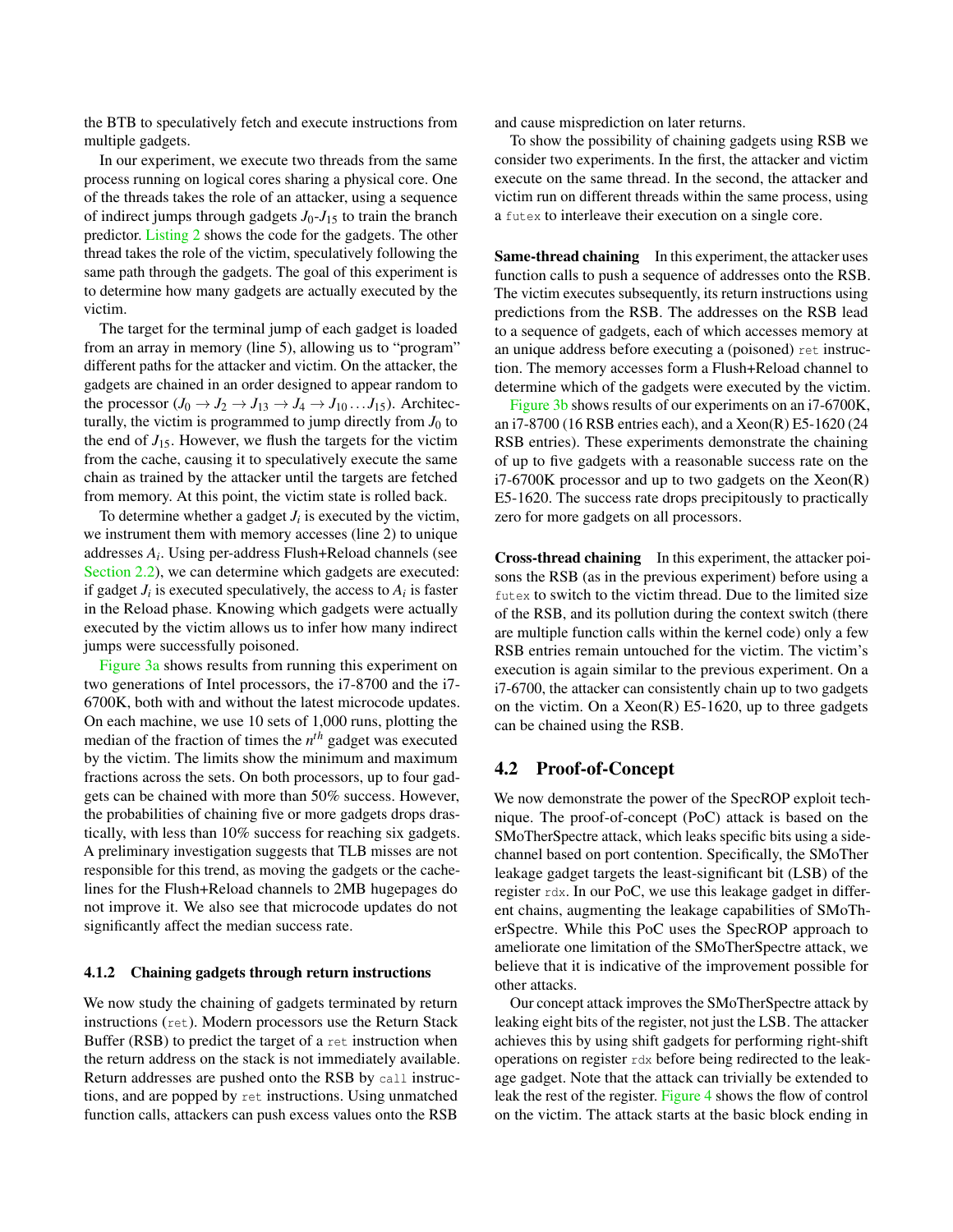the BTB to speculatively fetch and execute instructions from multiple gadgets.

In our experiment, we execute two threads from the same process running on logical cores sharing a physical core. One of the threads takes the role of an attacker, using a sequence of indirect jumps through gadgets $J_0$-$J_{15}$ to train the branch predictor. Listing 2 shows the code for the gadgets. The other thread takes the role of the victim, speculatively following the same path through the gadgets. The goal of this experiment is to determine how many gadgets are actually executed by the victim.

The target for the terminal jump of each gadget is loaded from an array in memory (line 5), allowing us to "program" different paths for the attacker and victim. On the attacker, the gadgets are chained in an order designed to appear random to the processor ($J_0 \rightarrow J_2 \rightarrow J_{13} \rightarrow J_4 \rightarrow J_{10} \ldots J_{15}$). Architecturally, the victim is programmed to jump directly from $J_0$ to the end of $J_{15}$. However, we flush the targets for the victim from the cache, causing it to speculatively execute the same chain as trained by the attacker until the targets are fetched from memory. At this point, the victim state is rolled back.

To determine whether a gadget $J_i$ is executed by the victim, we instrument them with memory accesses (line 2) to unique addresses $A_i$. Using per-address Flush+Reload channels (see Section 2.2), we can determine which gadgets are executed: if gadget $J_i$ is executed speculatively, the access to $A_i$ is faster in the Reload phase. Knowing which gadgets were actually executed by the victim allows us to infer how many indirect jumps were successfully poisoned.

Figure 3a shows results from running this experiment on two generations of Intel processors, the i7-8700 and the i7-6700K, both with and without the latest microcode updates. On each machine, we use 10 sets of 1,000 runs, plotting the median of the fraction of times the $n^{th}$ gadget was executed by the victim. The limits show the minimum and maximum fractions across the sets. On both processors, up to four gadgets can be chained with more than 50% success. However, the probabilities of chaining five or more gadgets drops drastically, with less than 10% success for reaching six gadgets. A preliminary investigation suggests that TLB misses are not responsible for this trend, as moving the gadgets or the cache-lines for the Flush+Reload channels to 2MB hugepages do not improve it. We also see that microcode updates do not significantly affect the median success rate.

#### 4.1.2 Chaining gadgets through return instructions

We now study the chaining of gadgets terminated by return instructions (`ret`). Modern processors use the Return Stack Buffer (RSB) to predict the target of a `ret` instruction when the return address on the stack is not immediately available. Return addresses are pushed onto the RSB by `call` instructions, and are popped by `ret` instructions. Using unmatched function calls, attackers can push excess values onto the RSB and cause misprediction on later returns.

To show the possibility of chaining gadgets using RSB we consider two experiments. In the first, the attacker and victim execute on the same thread. In the second, the attacker and victim run on different threads within the same process, using a `futex` to interleave their execution on a single core.

**Same-thread chaining** In this experiment, the attacker uses function calls to push a sequence of addresses onto the RSB. The victim executes subsequently, its return instructions using predictions from the RSB. The addresses on the RSB lead to a sequence of gadgets, each of which accesses memory at an unique address before executing a (poisoned) `ret` instruction. The memory accesses form a Flush+Reload channel to determine which of the gadgets were executed by the victim.

Figure 3b shows results of our experiments on an i7-6700K, an i7-8700 (16 RSB entries each), and a Xeon(R) E5-1620 (24 RSB entries). These experiments demonstrate the chaining of up to five gadgets with a reasonable success rate on the i7-6700K processor and up to two gadgets on the Xeon(R) E5-1620. The success rate drops precipitously to practically zero for more gadgets on all processors.

**Cross-thread chaining** In this experiment, the attacker poisons the RSB (as in the previous experiment) before using a `futex` to switch to the victim thread. Due to the limited size of the RSB, and its pollution during the context switch (there are multiple function calls within the kernel code) only a few RSB entries remain untouched for the victim. The victim's execution is again similar to the previous experiment. On a i7-6700, the attacker can consistently chain up to two gadgets on the victim. On a Xeon(R) E5-1620, up to three gadgets can be chained using the RSB.

### 4.2 Proof-of-Concept

We now demonstrate the power of the SpecROP exploit technique. The proof-of-concept (PoC) attack is based on the SMoTherSpectre attack, which leaks specific bits using a side-channel based on port contention. Specifically, the SMoTher leakage gadget targets the least-significant bit (LSB) of the register `rdx`. In our PoC, we use this leakage gadget in different chains, augmenting the leakage capabilities of SMoTherSpectre. While this PoC uses the SpecROP approach to ameliorate one limitation of the SMoTherSpectre attack, we believe that it is indicative of the improvement possible for other attacks.

Our concept attack improves the SMoTherSpectre attack by leaking eight bits of the register, not just the LSB. The attacker achieves this by using shift gadgets for performing right-shift operations on register `rdx` before being redirected to the leakage gadget. Note that the attack can trivially be extended to leak the rest of the register. Figure 4 shows the flow of control on the victim. The attack starts at the basic block ending in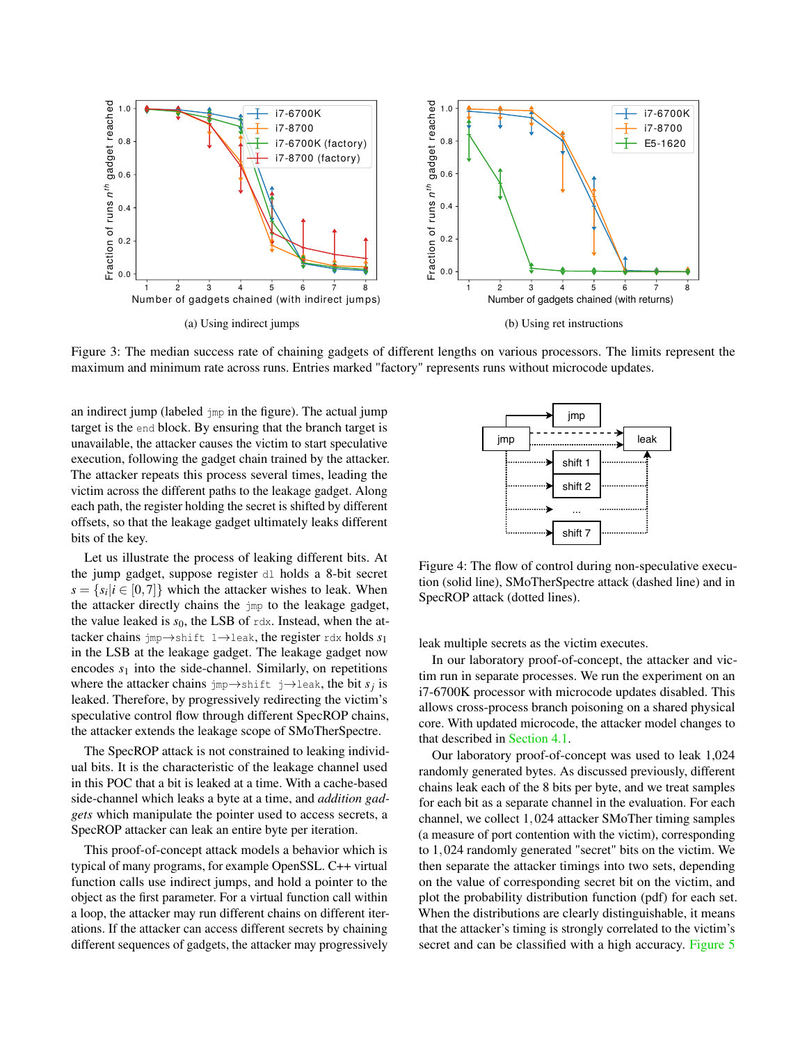(a) Using indirect jumps

(b) Using ret instructions

Figure 3: The median success rate of chaining gadgets of different lengths on various processors. The limits represent the maximum and minimum rate across runs. Entries marked "factory" represents runs without microcode updates.

an indirect jump (labeled `jmp` in the figure). The actual jump target is the `end` block. By ensuring that the branch target is unavailable, the attacker causes the victim to start speculative execution, following the gadget chain trained by the attacker. The attacker repeats this process several times, leading the victim across the different paths to the leakage gadget. Along each path, the register holding the secret is shifted by different offsets, so that the leakage gadget ultimately leaks different bits of the key.

Let us illustrate the process of leaking different bits. At the jump gadget, suppose register `dl` holds a 8-bit secret $s = \{s_i | i \in [0,7]\}$ which the attacker wishes to leak. When the attacker directly chains the `jmp` to the leakage gadget, the value leaked is $s_0$, the LSB of `rdx`. Instead, when the attacker chains `jmp`→`shift 1`→`leak`, the register `rdx` holds $s_1$ in the LSB at the leakage gadget. The leakage gadget now encodes $s_1$ into the side-channel. Similarly, on repetitions where the attacker chains `jmp`→`shift j`→`leak`, the bit $s_j$ is leaked. Therefore, by progressively redirecting the victim's speculative control flow through different SpecROP chains, the attacker extends the leakage scope of SMoTherSpectre.

The SpecROP attack is not constrained to leaking individual bits. It is the characteristic of the leakage channel used in this POC that a bit is leaked at a time. With a cache-based side-channel which leaks a byte at a time, and *addition gadgets* which manipulate the pointer used to access secrets, a SpecROP attacker can leak an entire byte per iteration.

This proof-of-concept attack models a behavior which is typical of many programs, for example OpenSSL. C++ virtual function calls use indirect jumps, and hold a pointer to the object as the first parameter. For a virtual function call within a loop, the attacker may run different chains on different iterations. If the attacker can access different secrets by chaining different sequences of gadgets, the attacker may progressively leak multiple secrets as the victim executes.

Figure 4: The flow of control during non-speculative execution (solid line), SMoTherSpectre attack (dashed line) and in SpecROP attack (dotted lines).

In our laboratory proof-of-concept, the attacker and victim run in separate processes. We run the experiment on an i7-6700K processor with microcode updates disabled. This allows cross-process branch poisoning on a shared physical core. With updated microcode, the attacker model changes to that described in Section 4.1.

Our laboratory proof-of-concept was used to leak 1,024 randomly generated bytes. As discussed previously, different chains leak each of the 8 bits per byte, and we treat samples for each bit as a separate channel in the evaluation. For each channel, we collect 1,024 attacker SMoTher timing samples (a measure of port contention with the victim), corresponding to 1,024 randomly generated "secret" bits on the victim. We then separate the attacker timings into two sets, depending on the value of corresponding secret bit on the victim, and plot the probability distribution function (pdf) for each set. When the distributions are clearly distinguishable, it means that the attacker's timing is strongly correlated to the victim's secret and can be classified with a high accuracy. Figure 5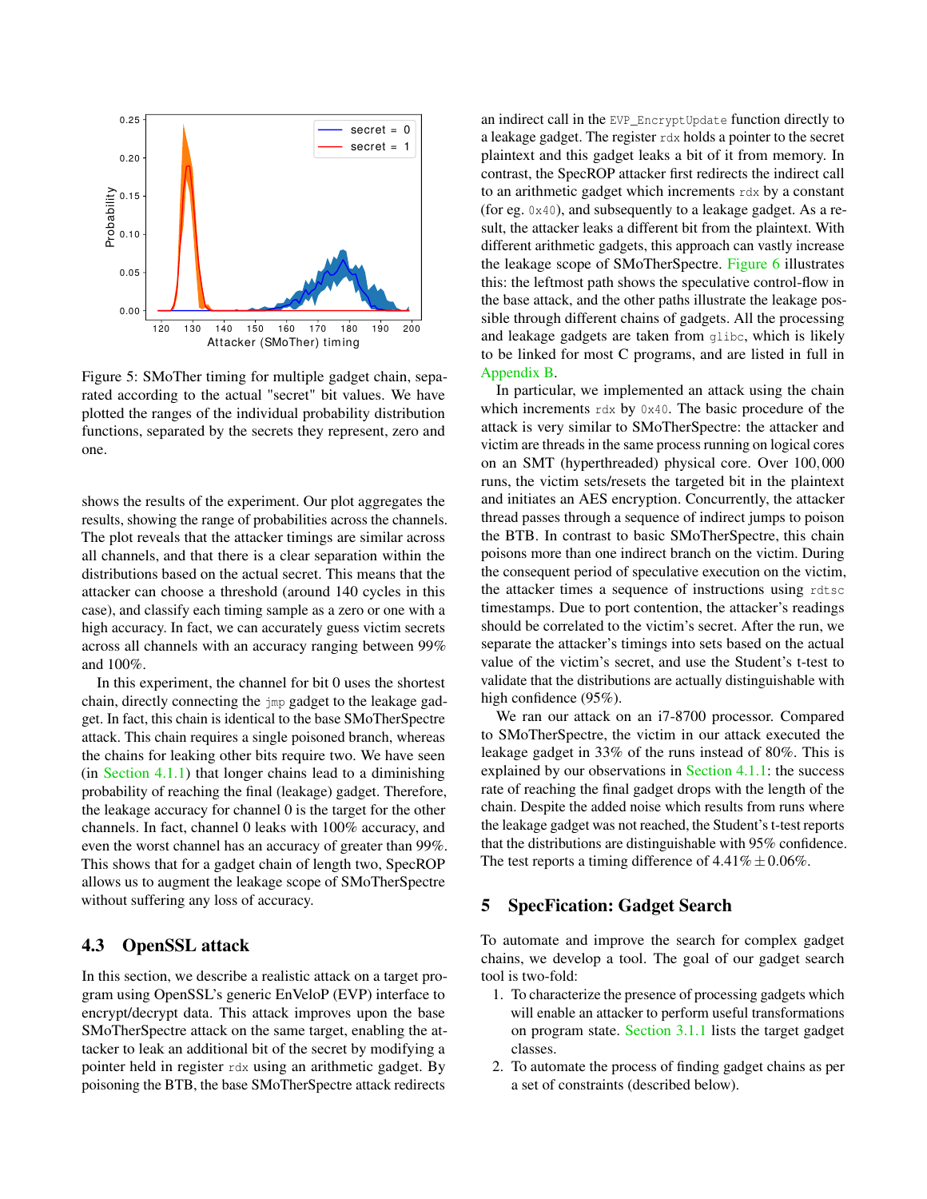Figure 5: SMoTher timing for multiple gadget chain, separated according to the actual "secret" bit values. We have plotted the ranges of the individual probability distribution functions, separated by the secrets they represent, zero and one.

shows the results of the experiment. Our plot aggregates the results, showing the range of probabilities across the channels. The plot reveals that the attacker timings are similar across all channels, and that there is a clear separation within the distributions based on the actual secret. This means that the attacker can choose a threshold (around 140 cycles in this case), and classify each timing sample as a zero or one with a high accuracy. In fact, we can accurately guess victim secrets across all channels with an accuracy ranging between 99% and 100%.

In this experiment, the channel for bit 0 uses the shortest chain, directly connecting the `jmp` gadget to the leakage gadget. In fact, this chain is identical to the base SMoTherSpectre attack. This chain requires a single poisoned branch, whereas the chains for leaking other bits require two. We have seen (in Section 4.1.1) that longer chains lead to a diminishing probability of reaching the final (leakage) gadget. Therefore, the leakage accuracy for channel 0 is the target for the other channels. In fact, channel 0 leaks with 100% accuracy, and even the worst channel has an accuracy of greater than 99%. This shows that for a gadget chain of length two, SpecROP allows us to augment the leakage scope of SMoTherSpectre without suffering any loss of accuracy.

### 4.3 OpenSSL attack

In this section, we describe a realistic attack on a target program using OpenSSL's generic EnVeloP (EVP) interface to encrypt/decrypt data. This attack improves upon the base SMoTherSpectre attack on the same target, enabling the attacker to leak an additional bit of the secret by modifying a pointer held in register `rdx` using an arithmetic gadget. By poisoning the BTB, the base SMoTherSpectre attack redirects an indirect call in the `EVP_EncryptUpdate` function directly to a leakage gadget. The register `rdx` holds a pointer to the secret plaintext and this gadget leaks a bit of it from memory. In contrast, the SpecROP attacker first redirects the indirect call to an arithmetic gadget which increments `rdx` by a constant (for eg. `0x40`), and subsequently to a leakage gadget. As a result, the attacker leaks a different bit from the plaintext. With different arithmetic gadgets, this approach can vastly increase the leakage scope of SMoTherSpectre. Figure 6 illustrates this: the leftmost path shows the speculative control-flow in the base attack, and the other paths illustrate the leakage possible through different chains of gadgets. All the processing and leakage gadgets are taken from `glibc`, which is likely to be linked for most C programs, and are listed in full in Appendix B.

In particular, we implemented an attack using the chain which increments `rdx` by `0x40`. The basic procedure of the attack is very similar to SMoTherSpectre: the attacker and victim are threads in the same process running on logical cores on an SMT (hyperthreaded) physical core. Over 100,000 runs, the victim sets/resets the targeted bit in the plaintext and initiates an AES encryption. Concurrently, the attacker thread passes through a sequence of indirect jumps to poison the BTB. In contrast to basic SMoTherSpectre, this chain poisons more than one indirect branch on the victim. During the consequent period of speculative execution on the victim, the attacker times a sequence of instructions using `rdtsc` timestamps. Due to port contention, the attacker's readings should be correlated to the victim's secret. After the run, we separate the attacker's timings into sets based on the actual value of the victim's secret, and use the Student's t-test to validate that the distributions are actually distinguishable with high confidence (95%).

We ran our attack on an i7-8700 processor. Compared to SMoTherSpectre, the victim in our attack executed the leakage gadget in 33% of the runs instead of 80%. This is explained by our observations in Section 4.1.1: the success rate of reaching the final gadget drops with the length of the chain. Despite the added noise which results from runs where the leakage gadget was not reached, the Student's t-test reports that the distributions are distinguishable with 95% confidence. The test reports a timing difference of $4.41\% \pm 0.06\%$.

## 5 SpecFication: Gadget Search

To automate and improve the search for complex gadget chains, we develop a tool. The goal of our gadget search tool is two-fold:

1. To characterize the presence of processing gadgets which will enable an attacker to perform useful transformations on program state. Section 3.1.1 lists the target gadget classes.
2. To automate the process of finding gadget chains as per a set of constraints (described below).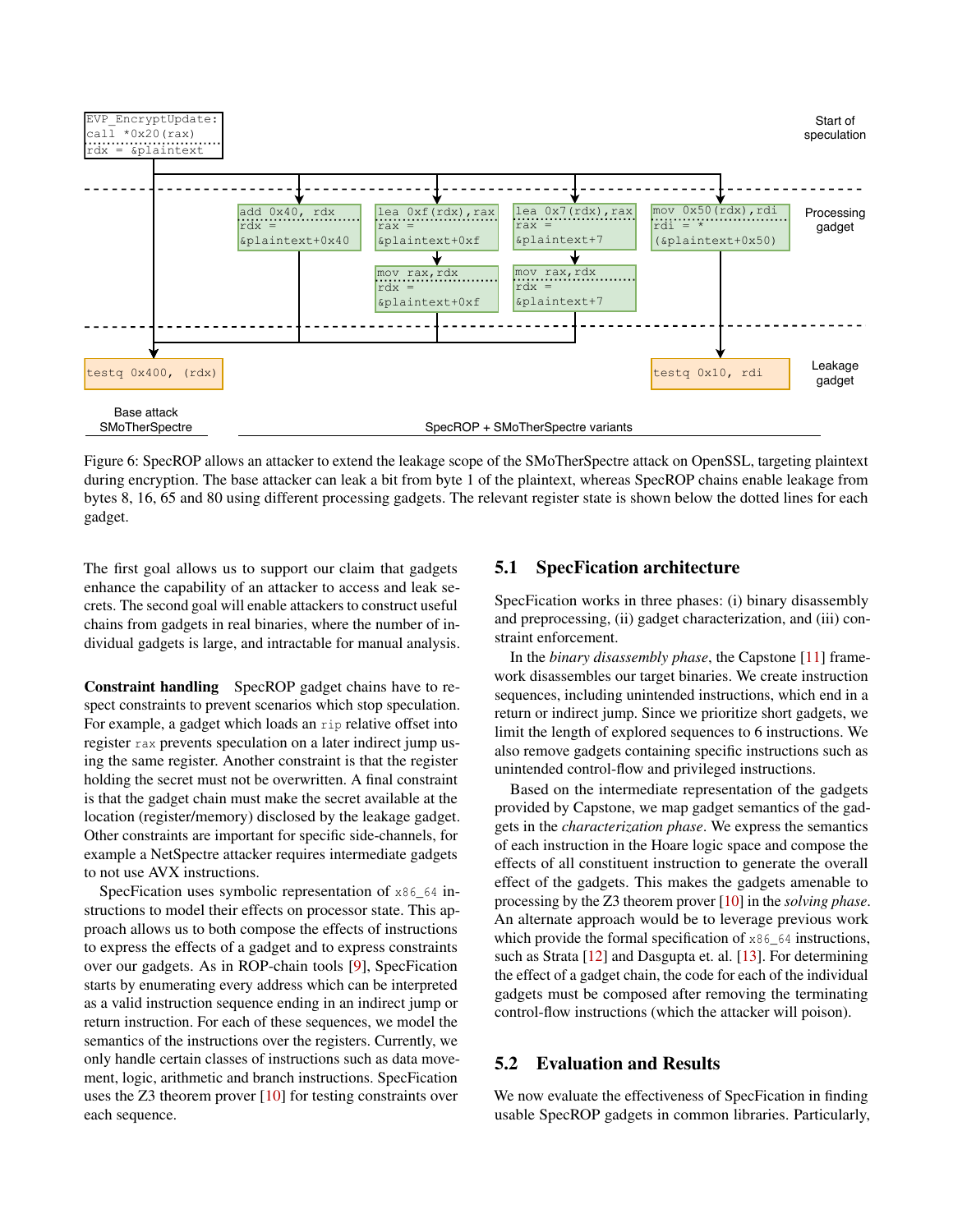Figure 6: SpecROP allows an attacker to extend the leakage scope of the SMoTherSpectre attack on OpenSSL, targeting plaintext during encryption. The base attacker can leak a bit from byte 1 of the plaintext, whereas SpecROP chains enable leakage from bytes 8, 16, 65 and 80 using different processing gadgets. The relevant register state is shown below the dotted lines for each gadget.

The first goal allows us to support our claim that gadgets enhance the capability of an attacker to access and leak secrets. The second goal will enable attackers to construct useful chains from gadgets in real binaries, where the number of individual gadgets is large, and intractable for manual analysis.

**Constraint handling** SpecROP gadget chains have to respect constraints to prevent scenarios which stop speculation. For example, a gadget which loads an `rip` relative offset into register `rax` prevents speculation on a later indirect jump using the same register. Another constraint is that the register holding the secret must not be overwritten. A final constraint is that the gadget chain must make the secret available at the location (register/memory) disclosed by the leakage gadget. Other constraints are important for specific side-channels, for example a NetSpectre attacker requires intermediate gadgets to not use AVX instructions.

SpecFication uses symbolic representation of `x86_64` instructions to model their effects on processor state. This approach allows us to both compose the effects of instructions to express the effects of a gadget and to express constraints over our gadgets. As in ROP-chain tools [9], SpecFication starts by enumerating every address which can be interpreted as a valid instruction sequence ending in an indirect jump or return instruction. For each of these sequences, we model the semantics of the instructions over the registers. Currently, we only handle certain classes of instructions such as data movement, logic, arithmetic and branch instructions. SpecFication uses the Z3 theorem prover [10] for testing constraints over each sequence.

## 5.1 SpecFication architecture

SpecFication works in three phases: (i) binary disassembly and preprocessing, (ii) gadget characterization, and (iii) constraint enforcement.

In the *binary disassembly phase*, the Capstone [11] framework disassembles our target binaries. We create instruction sequences, including unintended instructions, which end in a return or indirect jump. Since we prioritize short gadgets, we limit the length of explored sequences to 6 instructions. We also remove gadgets containing specific instructions such as unintended control-flow and privileged instructions.

Based on the intermediate representation of the gadgets provided by Capstone, we map gadget semantics of the gadgets in the *characterization phase*. We express the semantics of each instruction in the Hoare logic space and compose the effects of all constituent instruction to generate the overall effect of the gadgets. This makes the gadgets amenable to processing by the Z3 theorem prover [10] in the *solving phase*. An alternate approach would be to leverage previous work which provide the formal specification of `x86_64` instructions, such as Strata [12] and Dasgupta et. al. [13]. For determining the effect of a gadget chain, the code for each of the individual gadgets must be composed after removing the terminating control-flow instructions (which the attacker will poison).

## 5.2 Evaluation and Results

We now evaluate the effectiveness of SpecFication in finding usable SpecROP gadgets in common libraries. Particularly,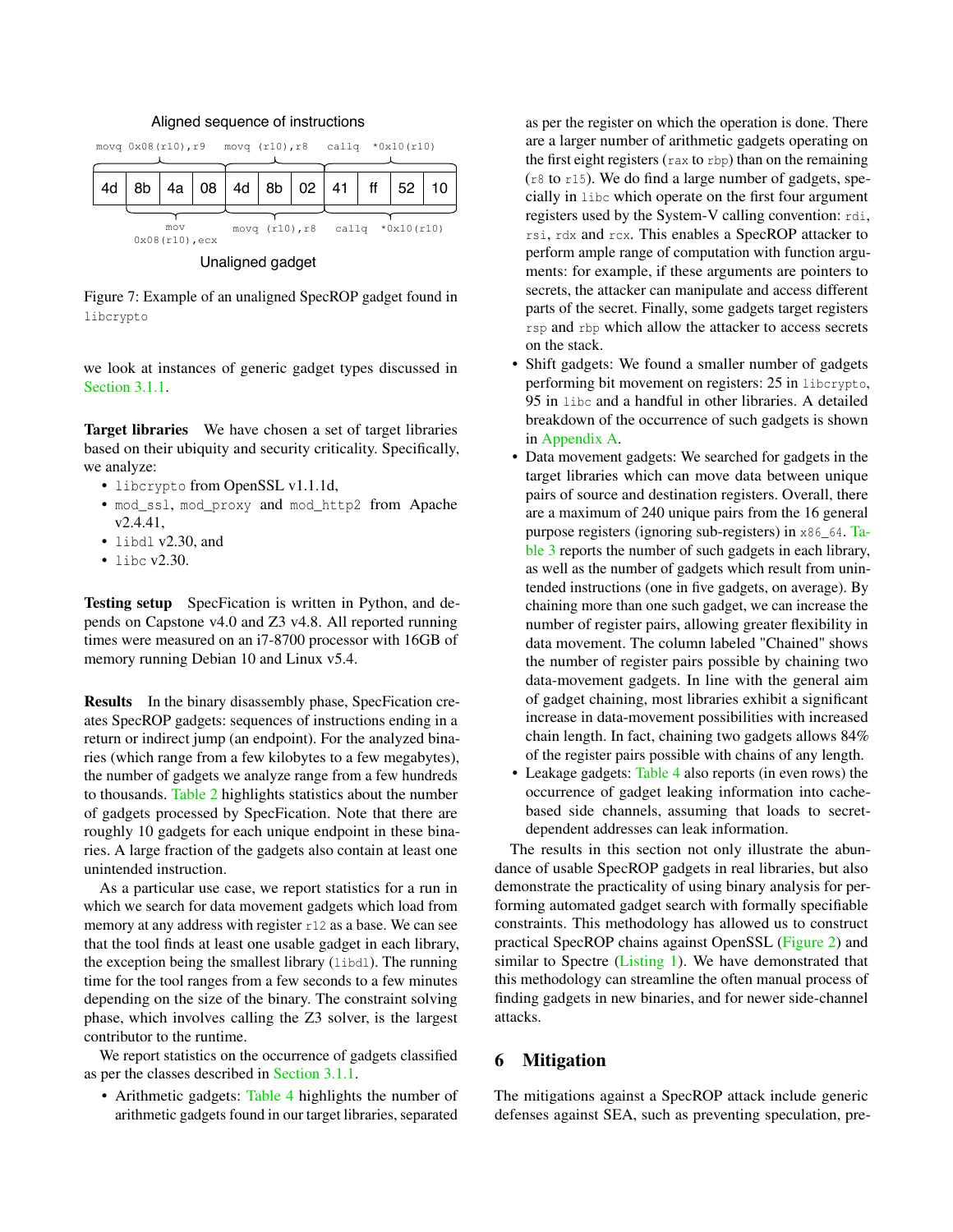Aligned sequence of instructions

```
movq 0x08(r10),r9    movq (r10),r8    callq *0x10(r10)

| 4d | 8b | 4a | 08 | 4d | 8b | 02 | 41 | ff | 52 | 10 |

     mov               movq (r10),r8    callq *0x10(r10)
0x08(r10),ecx
```

Unaligned gadget

Figure 7: Example of an unaligned SpecROP gadget found in libcrypto

we look at instances of generic gadget types discussed in Section 3.1.1.

**Target libraries** We have chosen a set of target libraries based on their ubiquity and security criticality. Specifically, we analyze:

- libcrypto from OpenSSL v1.1.1d,
- mod_ssl, mod_proxy and mod_http2 from Apache v2.4.41,
- libdl v2.30, and
- libc v2.30.

**Testing setup** SpecFication is written in Python, and depends on Capstone v4.0 and Z3 v4.8. All reported running times were measured on an i7-8700 processor with 16GB of memory running Debian 10 and Linux v5.4.

**Results** In the binary disassembly phase, SpecFication creates SpecROP gadgets: sequences of instructions ending in a return or indirect jump (an endpoint). For the analyzed binaries (which range from a few kilobytes to a few megabytes), the number of gadgets we analyze range from a few hundreds to thousands. Table 2 highlights statistics about the number of gadgets processed by SpecFication. Note that there are roughly 10 gadgets for each unique endpoint in these binaries. A large fraction of the gadgets also contain at least one unintended instruction.

As a particular use case, we report statistics for a run in which we search for data movement gadgets which load from memory at any address with register r12 as a base. We can see that the tool finds at least one usable gadget in each library, the exception being the smallest library (libdl). The running time for the tool ranges from a few seconds to a few minutes depending on the size of the binary. The constraint solving phase, which involves calling the Z3 solver, is the largest contributor to the runtime.

We report statistics on the occurrence of gadgets classified as per the classes described in Section 3.1.1.

- Arithmetic gadgets: Table 4 highlights the number of arithmetic gadgets found in our target libraries, separated as per the register on which the operation is done. There are a larger number of arithmetic gadgets operating on the first eight registers (rax to rbp) than on the remaining (r8 to r15). We do find a large number of gadgets, specially in libc which operate on the first four argument registers used by the System-V calling convention: rdi, rsi, rdx and rcx. This enables a SpecROP attacker to perform ample range of computation with function arguments: for example, if these arguments are pointers to secrets, the attacker can manipulate and access different parts of the secret. Finally, some gadgets target registers rsp and rbp which allow the attacker to access secrets on the stack.
- Shift gadgets: We found a smaller number of gadgets performing bit movement on registers: 25 in libcrypto, 95 in libc and a handful in other libraries. A detailed breakdown of the occurrence of such gadgets is shown in Appendix A.
- Data movement gadgets: We searched for gadgets in the target libraries which can move data between unique pairs of source and destination registers. Overall, there are a maximum of 240 unique pairs from the 16 general purpose registers (ignoring sub-registers) in x86_64. Table 3 reports the number of such gadgets in each library, as well as the number of gadgets which result from unintended instructions (one in five gadgets, on average). By chaining more than one such gadget, we can increase the number of register pairs, allowing greater flexibility in data movement. The column labeled "Chained" shows the number of register pairs possible by chaining two data-movement gadgets. In line with the general aim of gadget chaining, most libraries exhibit a significant increase in data-movement possibilities with increased chain length. In fact, chaining two gadgets allows 84% of the register pairs possible with chains of any length.
- Leakage gadgets: Table 4 also reports (in even rows) the occurrence of gadget leaking information into cache-based side channels, assuming that loads to secret-dependent addresses can leak information.

The results in this section not only illustrate the abundance of usable SpecROP gadgets in real libraries, but also demonstrate the practicality of using binary analysis for performing automated gadget search with formally specifiable constraints. This methodology has allowed us to construct practical SpecROP chains against OpenSSL (Figure 2) and similar to Spectre (Listing 1). We have demonstrated that this methodology can streamline the often manual process of finding gadgets in new binaries, and for newer side-channel attacks.

## 6 Mitigation

The mitigations against a SpecROP attack include generic defenses against SEA, such as preventing speculation, pre-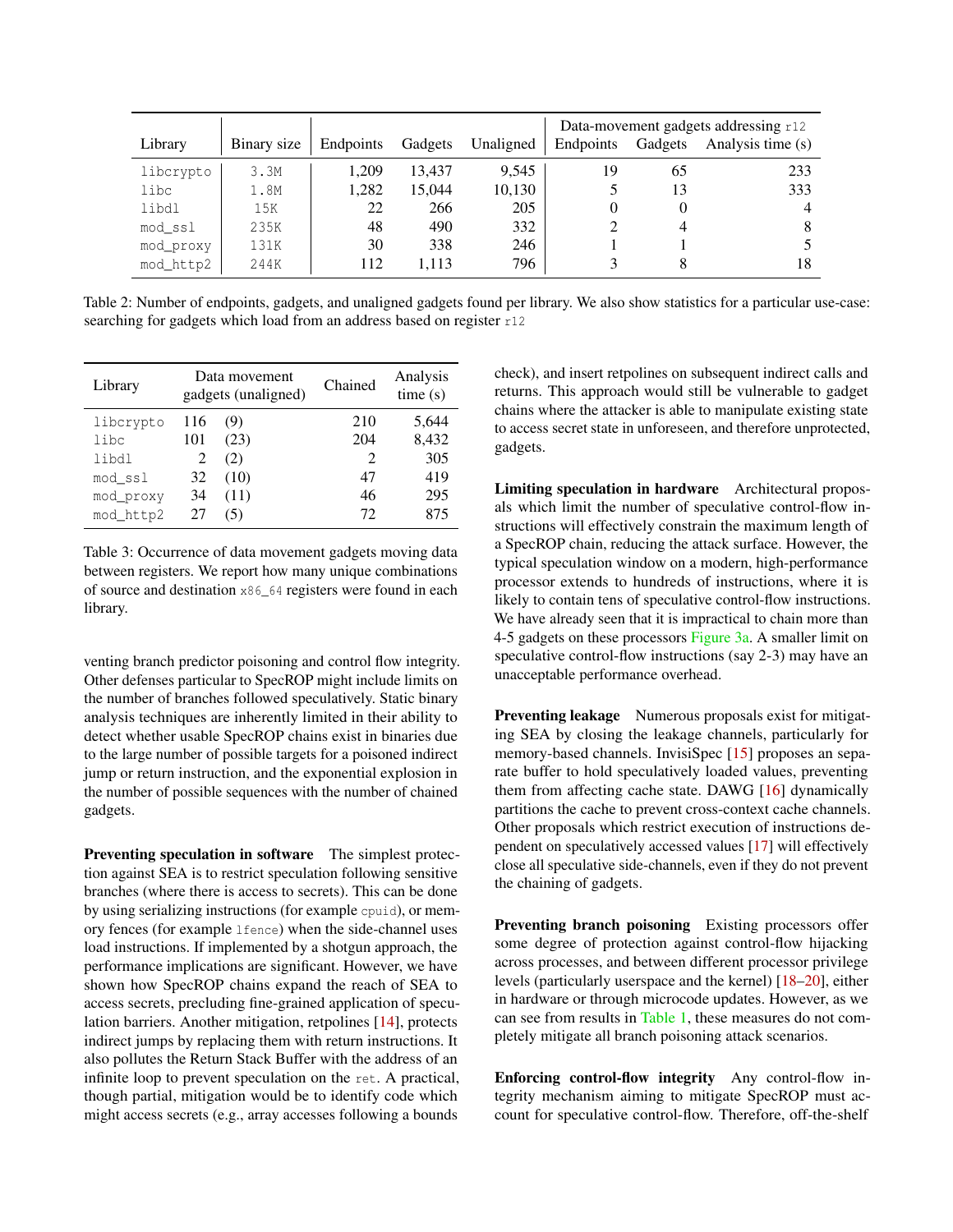| Library | Binary size | Endpoints | Gadgets | Unaligned | Data-movement gadgets addressing r12 | | |
|---|---|---|---|---|---|---|---|
| | | | | | Endpoints | Gadgets | Analysis time (s) |
| libcrypto | 3.3M | 1,209 | 13,437 | 9,545 | 19 | 65 | 233 |
| libc | 1.8M | 1,282 | 15,044 | 10,130 | 5 | 13 | 333 |
| libdl | 15K | 22 | 266 | 205 | 0 | 0 | 4 |
| mod_ssl | 235K | 48 | 490 | 332 | 2 | 4 | 8 |
| mod_proxy | 131K | 30 | 338 | 246 | 1 | 1 | 5 |
| mod_http2 | 244K | 112 | 1,113 | 796 | 3 | 8 | 18 |

Table 2: Number of endpoints, gadgets, and unaligned gadgets found per library. We also show statistics for a particular use-case: searching for gadgets which load from an address based on register r12

| Library | Data movement gadgets (unaligned) | Chained | Analysis time (s) |
|---|---|---|---|
| libcrypto | 116 (9) | 210 | 5,644 |
| libc | 101 (23) | 204 | 8,432 |
| libdl | 2 (2) | 2 | 305 |
| mod_ssl | 32 (10) | 47 | 419 |
| mod_proxy | 34 (11) | 46 | 295 |
| mod_http2 | 27 (5) | 72 | 875 |

Table 3: Occurrence of data movement gadgets moving data between registers. We report how many unique combinations of source and destination x86_64 registers were found in each library.

venting branch predictor poisoning and control flow integrity. Other defenses particular to SpecROP might include limits on the number of branches followed speculatively. Static binary analysis techniques are inherently limited in their ability to detect whether usable SpecROP chains exist in binaries due to the large number of possible targets for a poisoned indirect jump or return instruction, and the exponential explosion in the number of possible sequences with the number of chained gadgets.

**Preventing speculation in software** The simplest protection against SEA is to restrict speculation following sensitive branches (where there is access to secrets). This can be done by using serializing instructions (for example cpuid), or memory fences (for example lfence) when the side-channel uses load instructions. If implemented by a shotgun approach, the performance implications are significant. However, we have shown how SpecROP chains expand the reach of SEA to access secrets, precluding fine-grained application of speculation barriers. Another mitigation, retpolines [14], protects indirect jumps by replacing them with return instructions. It also pollutes the Return Stack Buffer with the address of an infinite loop to prevent speculation on the ret. A practical, though partial, mitigation would be to identify code which might access secrets (e.g., array accesses following a bounds check), and insert retpolines on subsequent indirect calls and returns. This approach would still be vulnerable to gadget chains where the attacker is able to manipulate existing state to access secret state in unforeseen, and therefore unprotected, gadgets.

**Limiting speculation in hardware** Architectural proposals which limit the number of speculative control-flow instructions will effectively constrain the maximum length of a SpecROP chain, reducing the attack surface. However, the typical speculation window on a modern, high-performance processor extends to hundreds of instructions, where it is likely to contain tens of speculative control-flow instructions. We have already seen that it is impractical to chain more than 4-5 gadgets on these processors Figure 3a. A smaller limit on speculative control-flow instructions (say 2-3) may have an unacceptable performance overhead.

**Preventing leakage** Numerous proposals exist for mitigating SEA by closing the leakage channels, particularly for memory-based channels. InvisiSpec [15] proposes a separate buffer to hold speculatively loaded values, preventing them from affecting cache state. DAWG [16] dynamically partitions the cache to prevent cross-context cache channels. Other proposals which restrict execution of instructions dependent on speculatively accessed values [17] will effectively close all speculative side-channels, even if they do not prevent the chaining of gadgets.

**Preventing branch poisoning** Existing processors offer some degree of protection against control-flow hijacking across processes, and between different processor privilege levels (particularly userspace and the kernel) [18–20], either in hardware or through microcode updates. However, as we can see from results in Table 1, these measures do not completely mitigate all branch poisoning attack scenarios.

**Enforcing control-flow integrity** Any control-flow integrity mechanism aiming to mitigate SpecROP must account for speculative control-flow. Therefore, off-the-shelf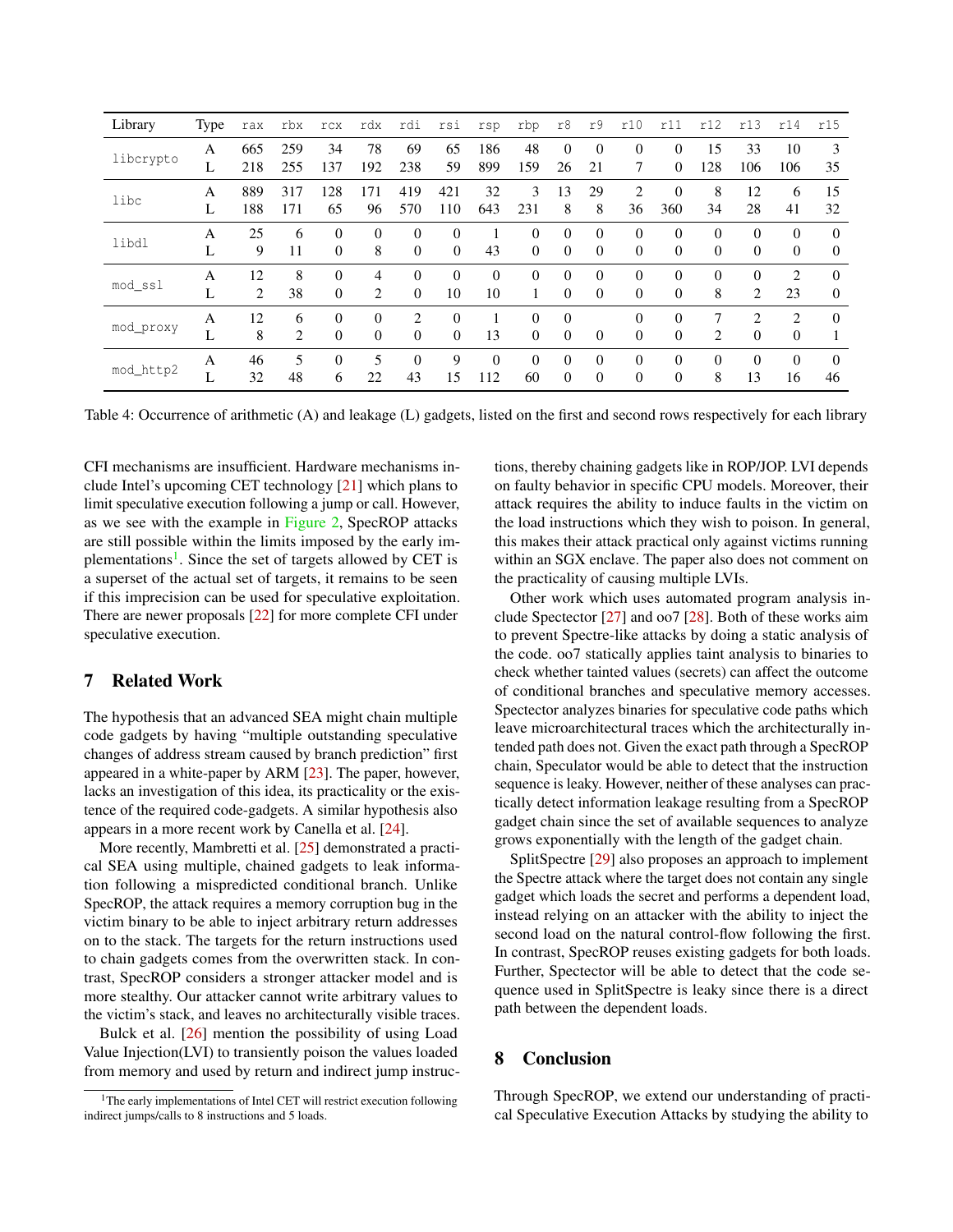| Library | Type | rax | rbx | rcx | rdx | rdi | rsi | rsp | rbp | r8 | r9 | r10 | r11 | r12 | r13 | r14 | r15 |
|---|---|---|---|---|---|---|---|---|---|---|---|---|---|---|---|---|---|
| libcrypto | A | 665 | 259 | 34 | 78 | 69 | 65 | 186 | 48 | 0 | 0 | 0 | 0 | 15 | 33 | 10 | 3 |
| | L | 218 | 255 | 137 | 192 | 238 | 59 | 899 | 159 | 26 | 21 | 7 | 0 | 128 | 106 | 106 | 35 |
| libc | A | 889 | 317 | 128 | 171 | 419 | 421 | 32 | 3 | 13 | 29 | 2 | 0 | 8 | 12 | 6 | 15 |
| | L | 188 | 171 | 65 | 96 | 570 | 110 | 643 | 231 | 8 | 8 | 36 | 360 | 34 | 28 | 41 | 32 |
| libdl | A | 25 | 6 | 0 | 0 | 0 | 0 | 1 | 0 | 0 | 0 | 0 | 0 | 0 | 0 | 0 | 0 |
| | L | 9 | 11 | 0 | 8 | 0 | 0 | 43 | 0 | 0 | 0 | 0 | 0 | 0 | 0 | 0 | 0 |
| mod_ssl | A | 12 | 8 | 0 | 4 | 0 | 0 | 0 | 0 | 0 | 0 | 0 | 0 | 0 | 0 | 2 | 0 |
| | L | 2 | 38 | 0 | 2 | 0 | 10 | 10 | 1 | 0 | 0 | 0 | 0 | 8 | 2 | 23 | 0 |
| mod_proxy | A | 12 | 6 | 0 | 0 | 2 | 0 | 1 | 0 | 0 | | 0 | 0 | 7 | 2 | 2 | 0 |
| | L | 8 | 2 | 0 | 0 | 0 | 0 | 13 | 0 | 0 | 0 | 0 | 0 | 2 | 0 | 0 | 1 |
| mod_http2 | A | 46 | 5 | 0 | 5 | 0 | 9 | 0 | 0 | 0 | 0 | 0 | 0 | 0 | 0 | 0 | 0 |
| | L | 32 | 48 | 6 | 22 | 43 | 15 | 112 | 60 | 0 | 0 | 0 | 0 | 8 | 13 | 16 | 46 |

Table 4: Occurrence of arithmetic (A) and leakage (L) gadgets, listed on the first and second rows respectively for each library

CFI mechanisms are insufficient. Hardware mechanisms include Intel's upcoming CET technology [21] which plans to limit speculative execution following a jump or call. However, as we see with the example in Figure 2, SpecROP attacks are still possible within the limits imposed by the early implementations[1]. Since the set of targets allowed by CET is a superset of the actual set of targets, it remains to be seen if this imprecision can be used for speculative exploitation. There are newer proposals [22] for more complete CFI under speculative execution.

## 7 Related Work

The hypothesis that an advanced SEA might chain multiple code gadgets by having "multiple outstanding speculative changes of address stream caused by branch prediction" first appeared in a white-paper by ARM [23]. The paper, however, lacks an investigation of this idea, its practicality or the existence of the required code-gadgets. A similar hypothesis also appears in a more recent work by Canella et al. [24].

More recently, Mambretti et al. [25] demonstrated a practical SEA using multiple, chained gadgets to leak information following a mispredicted conditional branch. Unlike SpecROP, the attack requires a memory corruption bug in the victim binary to be able to inject arbitrary return addresses on to the stack. The targets for the return instructions used to chain gadgets comes from the overwritten stack. In contrast, SpecROP considers a stronger attacker model and is more stealthy. Our attacker cannot write arbitrary values to the victim's stack, and leaves no architecturally visible traces.

Bulck et al. [26] mention the possibility of using Load Value Injection(LVI) to transiently poison the values loaded from memory and used by return and indirect jump instructions, thereby chaining gadgets like in ROP/JOP. LVI depends on faulty behavior in specific CPU models. Moreover, their attack requires the ability to induce faults in the victim on the load instructions which they wish to poison. In general, this makes their attack practical only against victims running within an SGX enclave. The paper also does not comment on the practicality of causing multiple LVIs.

Other work which uses automated program analysis include Spectector [27] and oo7 [28]. Both of these works aim to prevent Spectre-like attacks by doing a static analysis of the code. oo7 statically applies taint analysis to binaries to check whether tainted values (secrets) can affect the outcome of conditional branches and speculative memory accesses. Spectector analyzes binaries for speculative code paths which leave microarchitectural traces which the architecturally intended path does not. Given the exact path through a SpecROP chain, Speculator would be able to detect that the instruction sequence is leaky. However, neither of these analyses can practically detect information leakage resulting from a SpecROP gadget chain since the set of available sequences to analyze grows exponentially with the length of the gadget chain.

SplitSpectre [29] also proposes an approach to implement the Spectre attack where the target does not contain any single gadget which loads the secret and performs a dependent load, instead relying on an attacker with the ability to inject the second load on the natural control-flow following the first. In contrast, SpecROP reuses existing gadgets for both loads. Further, Spectector will be able to detect that the code sequence used in SplitSpectre is leaky since there is a direct path between the dependent loads.

## 8 Conclusion

Through SpecROP, we extend our understanding of practical Speculative Execution Attacks by studying the ability to

[1] The early implementations of Intel CET will restrict execution following indirect jumps/calls to 8 instructions and 5 loads.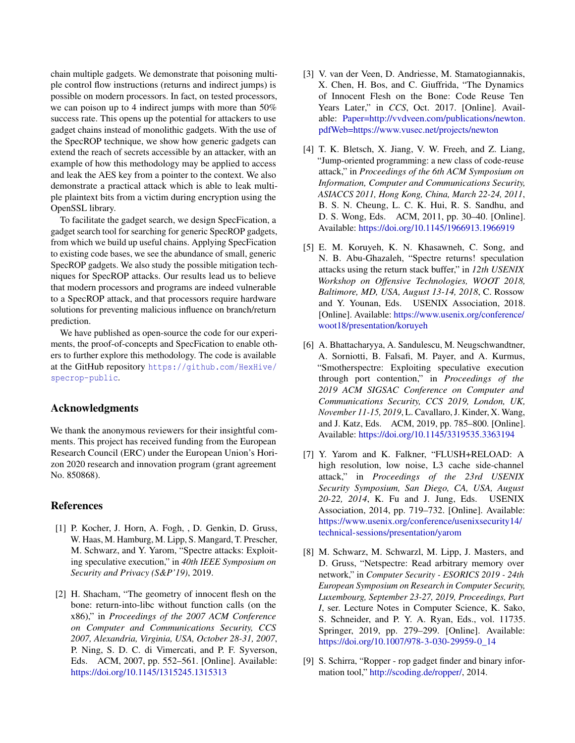chain multiple gadgets. We demonstrate that poisoning multiple control flow instructions (returns and indirect jumps) is possible on modern processors. In fact, on tested processors, we can poison up to 4 indirect jumps with more than 50% success rate. This opens up the potential for attackers to use gadget chains instead of monolithic gadgets. With the use of the SpecROP technique, we show how generic gadgets can extend the reach of secrets accessible by an attacker, with an example of how this methodology may be applied to access and leak the AES key from a pointer to the context. We also demonstrate a practical attack which is able to leak multiple plaintext bits from a victim during encryption using the OpenSSL library.

To facilitate the gadget search, we design SpecFication, a gadget search tool for searching for generic SpecROP gadgets, from which we build up useful chains. Applying SpecFication to existing code bases, we see the abundance of small, generic SpecROP gadgets. We also study the possible mitigation techniques for SpecROP attacks. Our results lead us to believe that modern processors and programs are indeed vulnerable to a SpecROP attack, and that processors require hardware solutions for preventing malicious influence on branch/return prediction.

We have published as open-source the code for our experiments, the proof-of-concepts and SpecFication to enable others to further explore this methodology. The code is available at the GitHub repository `https://github.com/HexHive/specrop-public`.

## Acknowledgments

We thank the anonymous reviewers for their insightful comments. This project has received funding from the European Research Council (ERC) under the European Union's Horizon 2020 research and innovation program (grant agreement No. 850868).

## References

[1] P. Kocher, J. Horn, A. Fogh, , D. Genkin, D. Gruss, W. Haas, M. Hamburg, M. Lipp, S. Mangard, T. Prescher, M. Schwarz, and Y. Yarom, "Spectre attacks: Exploiting speculative execution," in *40th IEEE Symposium on Security and Privacy (S&P'19)*, 2019.

[2] H. Shacham, "The geometry of innocent flesh on the bone: return-into-libc without function calls (on the x86)," in *Proceedings of the 2007 ACM Conference on Computer and Communications Security, CCS 2007, Alexandria, Virginia, USA, October 28-31, 2007*, P. Ning, S. D. C. di Vimercati, and P. F. Syverson, Eds. ACM, 2007, pp. 552–561. [Online]. Available: https://doi.org/10.1145/1315245.1315313

[3] V. van der Veen, D. Andriesse, M. Stamatogiannakis, X. Chen, H. Bos, and C. Giuffrida, "The Dynamics of Innocent Flesh on the Bone: Code Reuse Ten Years Later," in *CCS*, Oct. 2017. [Online]. Available: Paper=http://vvdveen.com/publications/newton.pdfWeb=https://www.vusec.net/projects/newton

[4] T. K. Bletsch, X. Jiang, V. W. Freeh, and Z. Liang, "Jump-oriented programming: a new class of code-reuse attack," in *Proceedings of the 6th ACM Symposium on Information, Computer and Communications Security, ASIACCS 2011, Hong Kong, China, March 22-24, 2011*, B. S. N. Cheung, L. C. K. Hui, R. S. Sandhu, and D. S. Wong, Eds. ACM, 2011, pp. 30–40. [Online]. Available: https://doi.org/10.1145/1966913.1966919

[5] E. M. Koruyeh, K. N. Khasawneh, C. Song, and N. B. Abu-Ghazaleh, "Spectre returns! speculation attacks using the return stack buffer," in *12th USENIX Workshop on Offensive Technologies, WOOT 2018, Baltimore, MD, USA, August 13-14, 2018*, C. Rossow and Y. Younan, Eds. USENIX Association, 2018. [Online]. Available: https://www.usenix.org/conference/woot18/presentation/koruyeh

[6] A. Bhattacharyya, A. Sandulescu, M. Neugschwandtner, A. Sorniotti, B. Falsafi, M. Payer, and A. Kurmus, "Smotherspectre: Exploiting speculative execution through port contention," in *Proceedings of the 2019 ACM SIGSAC Conference on Computer and Communications Security, CCS 2019, London, UK, November 11-15, 2019*, L. Cavallaro, J. Kinder, X. Wang, and J. Katz, Eds. ACM, 2019, pp. 785–800. [Online]. Available: https://doi.org/10.1145/3319535.3363194

[7] Y. Yarom and K. Falkner, "FLUSH+RELOAD: A high resolution, low noise, L3 cache side-channel attack," in *Proceedings of the 23rd USENIX Security Symposium, San Diego, CA, USA, August 20-22, 2014*, K. Fu and J. Jung, Eds. USENIX Association, 2014, pp. 719–732. [Online]. Available: https://www.usenix.org/conference/usenixsecurity14/technical-sessions/presentation/yarom

[8] M. Schwarz, M. Schwarzl, M. Lipp, J. Masters, and D. Gruss, "Netspectre: Read arbitrary memory over network," in *Computer Security - ESORICS 2019 - 24th European Symposium on Research in Computer Security, Luxembourg, September 23-27, 2019, Proceedings, Part I*, ser. Lecture Notes in Computer Science, K. Sako, S. Schneider, and P. Y. A. Ryan, Eds., vol. 11735. Springer, 2019, pp. 279–299. [Online]. Available: https://doi.org/10.1007/978-3-030-29959-0_14

[9] S. Schirra, "Ropper - rop gadget finder and binary information tool," http://scoding.de/ropper/, 2014.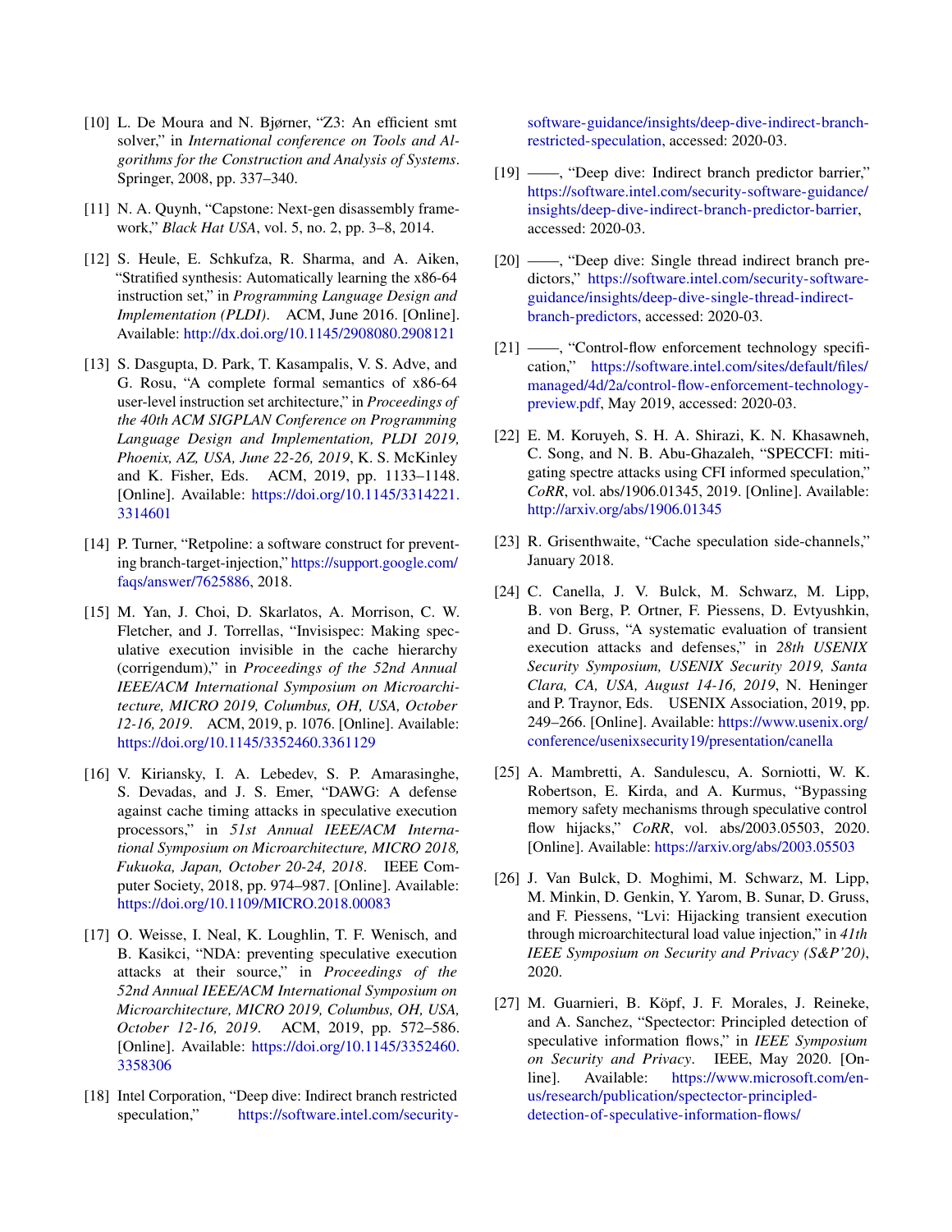[10] L. De Moura and N. Bjørner, "Z3: An efficient smt solver," in *International conference on Tools and Algorithms for the Construction and Analysis of Systems*. Springer, 2008, pp. 337–340.

[11] N. A. Quynh, "Capstone: Next-gen disassembly framework," *Black Hat USA*, vol. 5, no. 2, pp. 3–8, 2014.

[12] S. Heule, E. Schkufza, R. Sharma, and A. Aiken, "Stratified synthesis: Automatically learning the x86-64 instruction set," in *Programming Language Design and Implementation (PLDI)*. ACM, June 2016. [Online]. Available: http://dx.doi.org/10.1145/2908080.2908121

[13] S. Dasgupta, D. Park, T. Kasampalis, V. S. Adve, and G. Rosu, "A complete formal semantics of x86-64 user-level instruction set architecture," in *Proceedings of the 40th ACM SIGPLAN Conference on Programming Language Design and Implementation, PLDI 2019, Phoenix, AZ, USA, June 22-26, 2019*, K. S. McKinley and K. Fisher, Eds. ACM, 2019, pp. 1133–1148. [Online]. Available: https://doi.org/10.1145/3314221.3314601

[14] P. Turner, "Retpoline: a software construct for preventing branch-target-injection," https://support.google.com/faqs/answer/7625886, 2018.

[15] M. Yan, J. Choi, D. Skarlatos, A. Morrison, C. W. Fletcher, and J. Torrellas, "Invisispec: Making speculative execution invisible in the cache hierarchy (corrigendum)," in *Proceedings of the 52nd Annual IEEE/ACM International Symposium on Microarchitecture, MICRO 2019, Columbus, OH, USA, October 12-16, 2019*. ACM, 2019, p. 1076. [Online]. Available: https://doi.org/10.1145/3352460.3361129

[16] V. Kiriansky, I. A. Lebedev, S. P. Amarasinghe, S. Devadas, and J. S. Emer, "DAWG: A defense against cache timing attacks in speculative execution processors," in *51st Annual IEEE/ACM International Symposium on Microarchitecture, MICRO 2018, Fukuoka, Japan, October 20-24, 2018*. IEEE Computer Society, 2018, pp. 974–987. [Online]. Available: https://doi.org/10.1109/MICRO.2018.00083

[17] O. Weisse, I. Neal, K. Loughlin, T. F. Wenisch, and B. Kasikci, "NDA: preventing speculative execution attacks at their source," in *Proceedings of the 52nd Annual IEEE/ACM International Symposium on Microarchitecture, MICRO 2019, Columbus, OH, USA, October 12-16, 2019*. ACM, 2019, pp. 572–586. [Online]. Available: https://doi.org/10.1145/3352460.3358306

[18] Intel Corporation, "Deep dive: Indirect branch restricted speculation," https://software.intel.com/security-software-guidance/insights/deep-dive-indirect-branch-restricted-speculation, accessed: 2020-03.

[19] ——, "Deep dive: Indirect branch predictor barrier," https://software.intel.com/security-software-guidance/insights/deep-dive-indirect-branch-predictor-barrier, accessed: 2020-03.

[20] ——, "Deep dive: Single thread indirect branch predictors," https://software.intel.com/security-software-guidance/insights/deep-dive-single-thread-indirect-branch-predictors, accessed: 2020-03.

[21] ——, "Control-flow enforcement technology specification," https://software.intel.com/sites/default/files/managed/4d/2a/control-flow-enforcement-technology-preview.pdf, May 2019, accessed: 2020-03.

[22] E. M. Koruyeh, S. H. A. Shirazi, K. N. Khasawneh, C. Song, and N. B. Abu-Ghazaleh, "SPECCFI: mitigating spectre attacks using CFI informed speculation," *CoRR*, vol. abs/1906.01345, 2019. [Online]. Available: http://arxiv.org/abs/1906.01345

[23] R. Grisenthwaite, "Cache speculation side-channels," January 2018.

[24] C. Canella, J. V. Bulck, M. Schwarz, M. Lipp, B. von Berg, P. Ortner, F. Piessens, D. Evtyushkin, and D. Gruss, "A systematic evaluation of transient execution attacks and defenses," in *28th USENIX Security Symposium, USENIX Security 2019, Santa Clara, CA, USA, August 14-16, 2019*, N. Heninger and P. Traynor, Eds. USENIX Association, 2019, pp. 249–266. [Online]. Available: https://www.usenix.org/conference/usenixsecurity19/presentation/canella

[25] A. Mambretti, A. Sandulescu, A. Sorniotti, W. K. Robertson, E. Kirda, and A. Kurmus, "Bypassing memory safety mechanisms through speculative control flow hijacks," *CoRR*, vol. abs/2003.05503, 2020. [Online]. Available: https://arxiv.org/abs/2003.05503

[26] J. Van Bulck, D. Moghimi, M. Schwarz, M. Lipp, M. Minkin, D. Genkin, Y. Yarom, B. Sunar, D. Gruss, and F. Piessens, "Lvi: Hijacking transient execution through microarchitectural load value injection," in *41th IEEE Symposium on Security and Privacy (S&P'20)*, 2020.

[27] M. Guarnieri, B. Köpf, J. F. Morales, J. Reineke, and A. Sanchez, "Spectector: Principled detection of speculative information flows," in *IEEE Symposium on Security and Privacy*. IEEE, May 2020. [Online]. Available: https://www.microsoft.com/en-us/research/publication/spectector-principled-detection-of-speculative-information-flows/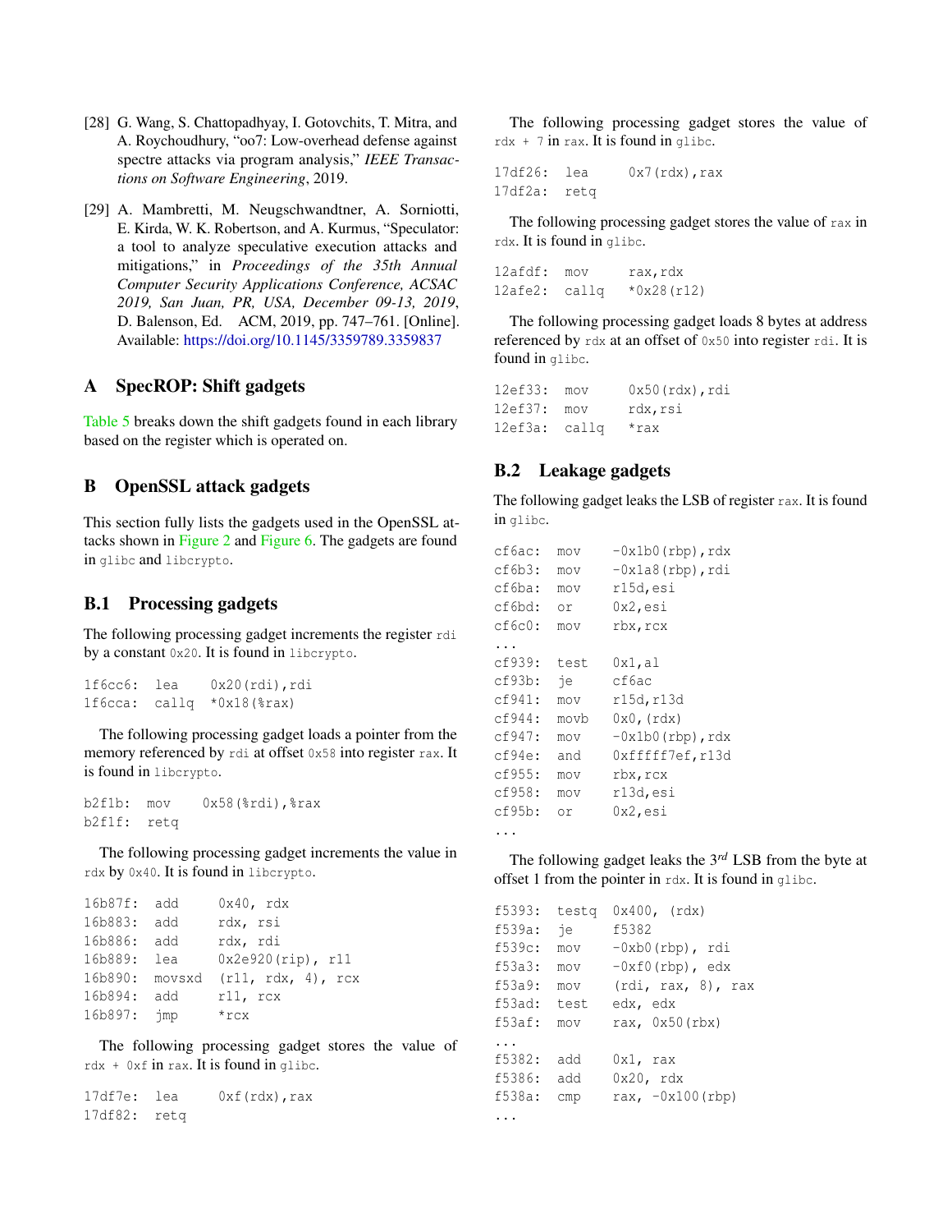[28] G. Wang, S. Chattopadhyay, I. Gotovchits, T. Mitra, and A. Roychoudhury, "oo7: Low-overhead defense against spectre attacks via program analysis," *IEEE Transactions on Software Engineering*, 2019.

[29] A. Mambretti, M. Neugschwandtner, A. Sorniotti, E. Kirda, W. K. Robertson, and A. Kurmus, "Speculator: a tool to analyze speculative execution attacks and mitigations," in *Proceedings of the 35th Annual Computer Security Applications Conference, ACSAC 2019, San Juan, PR, USA, December 09-13, 2019*, D. Balenson, Ed. ACM, 2019, pp. 747–761. [Online]. Available: https://doi.org/10.1145/3359789.3359837

## A SpecROP: Shift gadgets

Table 5 breaks down the shift gadgets found in each library based on the register which is operated on.

## B OpenSSL attack gadgets

This section fully lists the gadgets used in the OpenSSL attacks shown in Figure 2 and Figure 6. The gadgets are found in `glibc` and `libcrypto`.

### B.1 Processing gadgets

The following processing gadget increments the register `rdi` by a constant `0x20`. It is found in `libcrypto`.

```
1f6cc6:  lea    0x20(rdi),rdi
1f6cca:  callq  *0x18(%rax)
```

The following processing gadget loads a pointer from the memory referenced by `rdi` at offset `0x58` into register `rax`. It is found in `libcrypto`.

```
b2f1b:  mov    0x58(%rdi),%rax
b2f1f:  retq
```

The following processing gadget increments the value in `rdx` by `0x40`. It is found in `libcrypto`.

```
16b87f:  add     0x40, rdx
16b883:  add     rdx, rsi
16b886:  add     rdx, rdi
16b889:  lea     0x2e920(rip), r11
16b890:  movsxd  (r11, rdx, 4), rcx
16b894:  add     r11, rcx
16b897:  jmp     *rcx
```

The following processing gadget stores the value of `rdx + 0xf` in `rax`. It is found in `glibc`.

```
17df7e:  lea     0xf(rdx),rax
17df82:  retq
```

The following processing gadget stores the value of `rdx + 7` in `rax`. It is found in `glibc`.

```
17df26:  lea     0x7(rdx),rax
17df2a:  retq
```

The following processing gadget stores the value of `rax` in `rdx`. It is found in `glibc`.

```
12afdf:  mov     rax,rdx
12afe2:  callq   *0x28(r12)
```

The following processing gadget loads 8 bytes at address referenced by `rdx` at an offset of `0x50` into register `rdi`. It is found in `glibc`.

```
12ef33:  mov     0x50(rdx),rdi
12ef37:  mov     rdx,rsi
12ef3a:  callq   *rax
```

### B.2 Leakage gadgets

The following gadget leaks the LSB of register `rax`. It is found in `glibc`.

```
cf6ac:  mov    -0x1b0(rbp),rdx
cf6b3:  mov    -0x1a8(rbp),rdi
cf6ba:  mov    r15d,esi
cf6bd:  or     0x2,esi
cf6c0:  mov    rbx,rcx
...
cf939:  test   0x1,al
cf93b:  je     cf6ac
cf941:  mov    r15d,r13d
cf944:  movb   0x0,(rdx)
cf947:  mov    -0x1b0(rbp),rdx
cf94e:  and    0xfffff7ef,r13d
cf955:  mov    rbx,rcx
cf958:  mov    r13d,esi
cf95b:  or     0x2,esi
...
```

The following gadget leaks the $3^{rd}$ LSB from the byte at offset 1 from the pointer in `rdx`. It is found in `glibc`.

```
f5393:  testq  0x400, (rdx)
f539a:  je     f5382
f539c:  mov    -0xb0(rbp), rdi
f53a3:  mov    -0xf0(rbp), edx
f53a9:  mov    (rdi, rax, 8), rax
f53ad:  test   edx, edx
f53af:  mov    rax, 0x50(rbx)
...
f5382:  add    0x1, rax
f5386:  add    0x20, rdx
f538a:  cmp    rax, -0x100(rbp)
...
```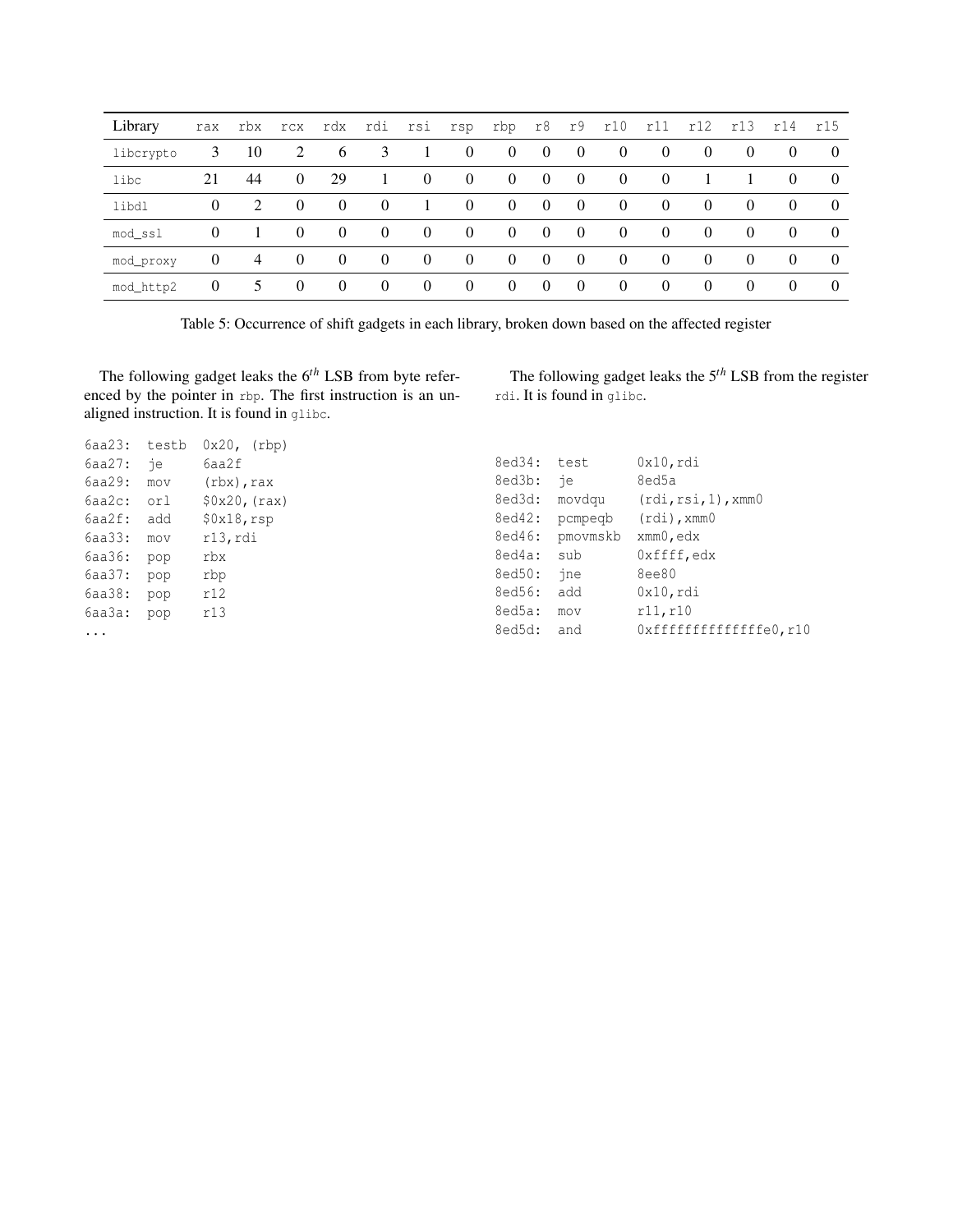| Library | rax | rbx | rcx | rdx | rdi | rsi | rsp | rbp | r8 | r9 | r10 | r11 | r12 | r13 | r14 | r15 |
|---|---|---|---|---|---|---|---|---|---|---|---|---|---|---|---|---|
| libcrypto | 3 | 10 | 2 | 6 | 3 | 1 | 0 | 0 | 0 | 0 | 0 | 0 | 0 | 0 | 0 | 0 |
| libc | 21 | 44 | 0 | 29 | 1 | 0 | 0 | 0 | 0 | 0 | 0 | 0 | 1 | 1 | 0 | 0 |
| libdl | 0 | 2 | 0 | 0 | 0 | 1 | 0 | 0 | 0 | 0 | 0 | 0 | 0 | 0 | 0 | 0 |
| mod_ssl | 0 | 1 | 0 | 0 | 0 | 0 | 0 | 0 | 0 | 0 | 0 | 0 | 0 | 0 | 0 | 0 |
| mod_proxy | 0 | 4 | 0 | 0 | 0 | 0 | 0 | 0 | 0 | 0 | 0 | 0 | 0 | 0 | 0 | 0 |
| mod_http2 | 0 | 5 | 0 | 0 | 0 | 0 | 0 | 0 | 0 | 0 | 0 | 0 | 0 | 0 | 0 | 0 |

Table 5: Occurrence of shift gadgets in each library, broken down based on the affected register

The following gadget leaks the $6^{th}$ LSB from byte referenced by the pointer in rbp. The first instruction is an unaligned instruction. It is found in glibc.

```
6aa23:  testb  0x20, (rbp)
6aa27:  je     6aa2f
6aa29:  mov    (rbx),rax
6aa2c:  orl    $0x20,(rax)
6aa2f:  add    $0x18,rsp
6aa33:  mov    r13,rdi
6aa36:  pop    rbx
6aa37:  pop    rbp
6aa38:  pop    r12
6aa3a:  pop    r13
...
```

The following gadget leaks the $5^{th}$ LSB from the register rdi. It is found in glibc.

```
8ed34:  test      0x10,rdi
8ed3b:  je        8ed5a
8ed3d:  movdqu    (rdi,rsi,1),xmm0
8ed42:  pcmpeqb   (rdi),xmm0
8ed46:  pmovmskb  xmm0,edx
8ed4a:  sub       0xffff,edx
8ed50:  jne       8ee80
8ed56:  add       0x10,rdi
8ed5a:  mov       r11,r10
8ed5d:  and       0xffffffffffffffe0,r10
```